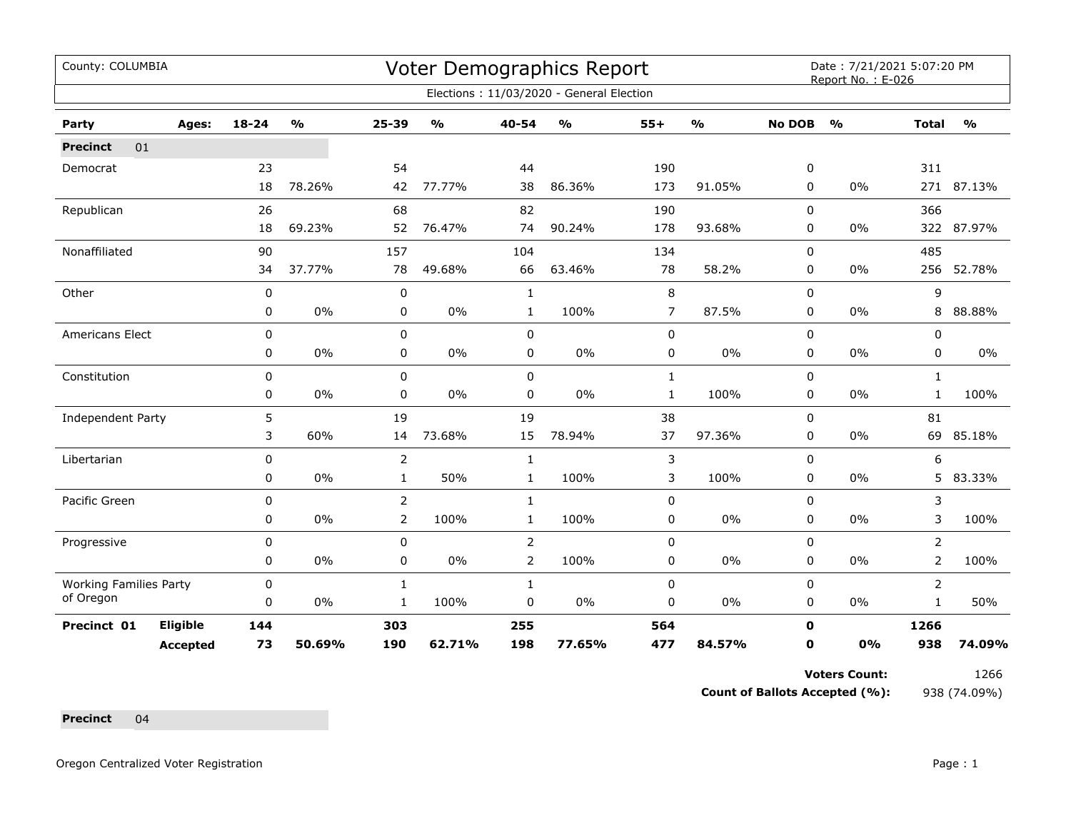County: COLUMBIA

# Voter Demographics Report

Date : 7/21/2021 5:07:20 PM
Report No. : E-026

Elections : 11/03/2020 - General Election

| Party | Ages: | 18-24 | % | 25-39 | % | 40-54 | % | 55+ | % | No DOB | % | Total | % |
|---|---|---|---|---|---|---|---|---|---|---|---|---|---|
| **Precinct** 01 | | | | | | | | | | | | | |
| Democrat | | 23 | | 54 | | 44 | | 190 | | 0 | | 311 | |
| | | 18 | 78.26% | 42 | 77.77% | 38 | 86.36% | 173 | 91.05% | 0 | 0% | 271 | 87.13% |
| Republican | | 26 | | 68 | | 82 | | 190 | | 0 | | 366 | |
| | | 18 | 69.23% | 52 | 76.47% | 74 | 90.24% | 178 | 93.68% | 0 | 0% | 322 | 87.97% |
| Nonaffiliated | | 90 | | 157 | | 104 | | 134 | | 0 | | 485 | |
| | | 34 | 37.77% | 78 | 49.68% | 66 | 63.46% | 78 | 58.2% | 0 | 0% | 256 | 52.78% |
| Other | | 0 | | 0 | | 1 | | 8 | | 0 | | 9 | |
| | | 0 | 0% | 0 | 0% | 1 | 100% | 7 | 87.5% | 0 | 0% | 8 | 88.88% |
| Americans Elect | | 0 | | 0 | | 0 | | 0 | | 0 | | 0 | |
| | | 0 | 0% | 0 | 0% | 0 | 0% | 0 | 0% | 0 | 0% | 0 | 0% |
| Constitution | | 0 | | 0 | | 0 | | 1 | | 0 | | 1 | |
| | | 0 | 0% | 0 | 0% | 0 | 0% | 1 | 100% | 0 | 0% | 1 | 100% |
| Independent Party | | 5 | | 19 | | 19 | | 38 | | 0 | | 81 | |
| | | 3 | 60% | 14 | 73.68% | 15 | 78.94% | 37 | 97.36% | 0 | 0% | 69 | 85.18% |
| Libertarian | | 0 | | 2 | | 1 | | 3 | | 0 | | 6 | |
| | | 0 | 0% | 1 | 50% | 1 | 100% | 3 | 100% | 0 | 0% | 5 | 83.33% |
| Pacific Green | | 0 | | 2 | | 1 | | 0 | | 0 | | 3 | |
| | | 0 | 0% | 2 | 100% | 1 | 100% | 0 | 0% | 0 | 0% | 3 | 100% |
| Progressive | | 0 | | 0 | | 2 | | 0 | | 0 | | 2 | |
| | | 0 | 0% | 0 | 0% | 2 | 100% | 0 | 0% | 0 | 0% | 2 | 100% |
| Working Families Party of Oregon | | 0 | | 1 | | 1 | | 0 | | 0 | | 2 | |
| | | 0 | 0% | 1 | 100% | 0 | 0% | 0 | 0% | 0 | 0% | 1 | 50% |
| **Precinct 01** | **Eligible** | **144** | | **303** | | **255** | | **564** | | **0** | | **1266** | |
| | **Accepted** | **73** | **50.69%** | **190** | **62.71%** | **198** | **77.65%** | **477** | **84.57%** | **0** | **0%** | **938** | **74.09%** |

**Voters Count:** 1266

**Count of Ballots Accepted (%):** 938 (74.09%)

**Precinct** 04

Oregon Centralized Voter Registration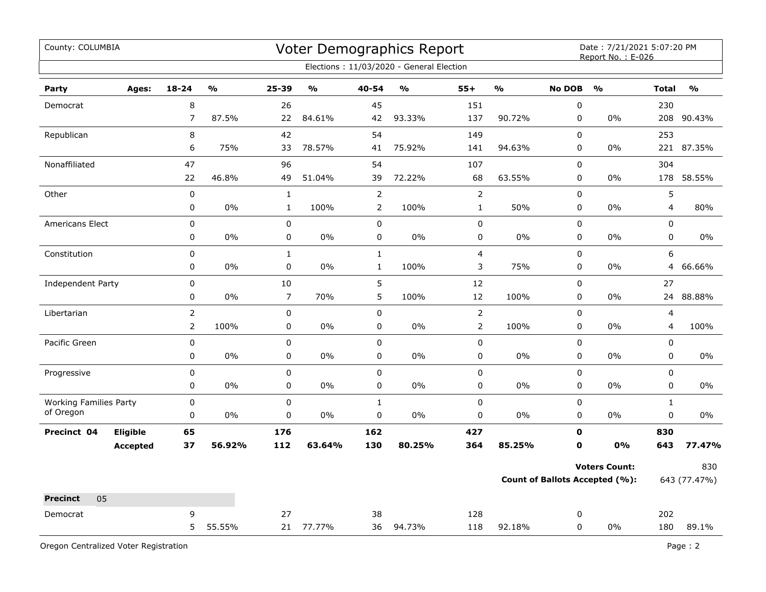County: COLUMBIA

# Voter Demographics Report

Date : 7/21/2021 5:07:20 PM
Report No. : E-026

Elections : 11/03/2020 - General Election

| Party | Ages: | 18-24 | % | 25-39 | % | 40-54 | % | 55+ | % | No DOB | % | Total | % |
|---|---|---|---|---|---|---|---|---|---|---|---|---|---|
| Democrat | | 8 | | 26 | | 45 | | 151 | | 0 | | 230 | |
| | | 7 | 87.5% | 22 | 84.61% | 42 | 93.33% | 137 | 90.72% | 0 | 0% | 208 | 90.43% |
| Republican | | 8 | | 42 | | 54 | | 149 | | 0 | | 253 | |
| | | 6 | 75% | 33 | 78.57% | 41 | 75.92% | 141 | 94.63% | 0 | 0% | 221 | 87.35% |
| Nonaffiliated | | 47 | | 96 | | 54 | | 107 | | 0 | | 304 | |
| | | 22 | 46.8% | 49 | 51.04% | 39 | 72.22% | 68 | 63.55% | 0 | 0% | 178 | 58.55% |
| Other | | 0 | | 1 | | 2 | | 2 | | 0 | | 5 | |
| | | 0 | 0% | 1 | 100% | 2 | 100% | 1 | 50% | 0 | 0% | 4 | 80% |
| Americans Elect | | 0 | | 0 | | 0 | | 0 | | 0 | | 0 | |
| | | 0 | 0% | 0 | 0% | 0 | 0% | 0 | 0% | 0 | 0% | 0 | 0% |
| Constitution | | 0 | | 1 | | 1 | | 4 | | 0 | | 6 | |
| | | 0 | 0% | 0 | 0% | 1 | 100% | 3 | 75% | 0 | 0% | 4 | 66.66% |
| Independent Party | | 0 | | 10 | | 5 | | 12 | | 0 | | 27 | |
| | | 0 | 0% | 7 | 70% | 5 | 100% | 12 | 100% | 0 | 0% | 24 | 88.88% |
| Libertarian | | 2 | | 0 | | 0 | | 2 | | 0 | | 4 | |
| | | 2 | 100% | 0 | 0% | 0 | 0% | 2 | 100% | 0 | 0% | 4 | 100% |
| Pacific Green | | 0 | | 0 | | 0 | | 0 | | 0 | | 0 | |
| | | 0 | 0% | 0 | 0% | 0 | 0% | 0 | 0% | 0 | 0% | 0 | 0% |
| Progressive | | 0 | | 0 | | 0 | | 0 | | 0 | | 0 | |
| | | 0 | 0% | 0 | 0% | 0 | 0% | 0 | 0% | 0 | 0% | 0 | 0% |
| Working Families Party of Oregon | | 0 | | 0 | | 1 | | 0 | | 0 | | 1 | |
| | | 0 | 0% | 0 | 0% | 0 | 0% | 0 | 0% | 0 | 0% | 0 | 0% |
| **Precinct 04** | **Eligible** | **65** | | **176** | | **162** | | **427** | | **0** | | **830** | |
| | **Accepted** | **37** | **56.92%** | **112** | **63.64%** | **130** | **80.25%** | **364** | **85.25%** | **0** | **0%** | **643** | **77.47%** |

**Voters Count:** 830

**Count of Ballots Accepted (%):** 643 (77.47%)

**Precinct** 05

| Party | Ages: | 18-24 | % | 25-39 | % | 40-54 | % | 55+ | % | No DOB | % | Total | % |
|---|---|---|---|---|---|---|---|---|---|---|---|---|---|
| Democrat | | 9 | | 27 | | 38 | | 128 | | 0 | | 202 | |
| | | 5 | 55.55% | 21 | 77.77% | 36 | 94.73% | 118 | 92.18% | 0 | 0% | 180 | 89.1% |

Oregon Centralized Voter Registration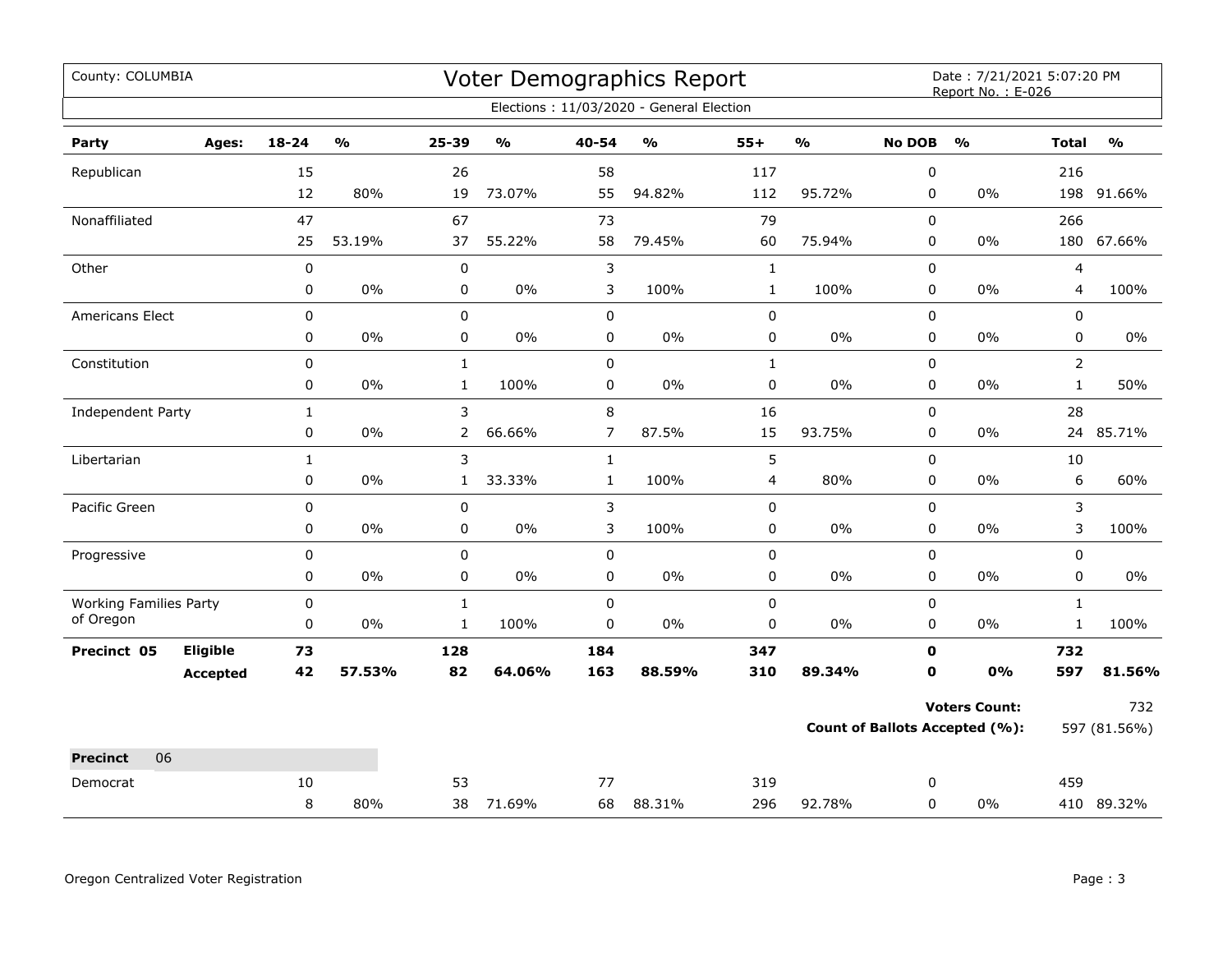County: COLUMBIA

# Voter Demographics Report

Date : 7/21/2021 5:07:20 PM
Report No. : E-026

Elections : 11/03/2020 - General Election

| Party | Ages: | 18-24 | % | 25-39 | % | 40-54 | % | 55+ | % | No DOB | % | Total | % |
|---|---|---|---|---|---|---|---|---|---|---|---|---|---|
| Republican | | 15 | | 26 | | 58 | | 117 | | 0 | | 216 | |
| | | 12 | 80% | 19 | 73.07% | 55 | 94.82% | 112 | 95.72% | 0 | 0% | 198 | 91.66% |
| Nonaffiliated | | 47 | | 67 | | 73 | | 79 | | 0 | | 266 | |
| | | 25 | 53.19% | 37 | 55.22% | 58 | 79.45% | 60 | 75.94% | 0 | 0% | 180 | 67.66% |
| Other | | 0 | | 0 | | 3 | | 1 | | 0 | | 4 | |
| | | 0 | 0% | 0 | 0% | 3 | 100% | 1 | 100% | 0 | 0% | 4 | 100% |
| Americans Elect | | 0 | | 0 | | 0 | | 0 | | 0 | | 0 | |
| | | 0 | 0% | 0 | 0% | 0 | 0% | 0 | 0% | 0 | 0% | 0 | 0% |
| Constitution | | 0 | | 1 | | 0 | | 1 | | 0 | | 2 | |
| | | 0 | 0% | 1 | 100% | 0 | 0% | 0 | 0% | 0 | 0% | 1 | 50% |
| Independent Party | | 1 | | 3 | | 8 | | 16 | | 0 | | 28 | |
| | | 0 | 0% | 2 | 66.66% | 7 | 87.5% | 15 | 93.75% | 0 | 0% | 24 | 85.71% |
| Libertarian | | 1 | | 3 | | 1 | | 5 | | 0 | | 10 | |
| | | 0 | 0% | 1 | 33.33% | 1 | 100% | 4 | 80% | 0 | 0% | 6 | 60% |
| Pacific Green | | 0 | | 0 | | 3 | | 0 | | 0 | | 3 | |
| | | 0 | 0% | 0 | 0% | 3 | 100% | 0 | 0% | 0 | 0% | 3 | 100% |
| Progressive | | 0 | | 0 | | 0 | | 0 | | 0 | | 0 | |
| | | 0 | 0% | 0 | 0% | 0 | 0% | 0 | 0% | 0 | 0% | 0 | 0% |
| Working Families Party of Oregon | | 0 | | 1 | | 0 | | 0 | | 0 | | 1 | |
| | | 0 | 0% | 1 | 100% | 0 | 0% | 0 | 0% | 0 | 0% | 1 | 100% |
| **Precinct 05** | **Eligible** | **73** | | **128** | | **184** | | **347** | | **0** | | **732** | |
| | **Accepted** | **42** | **57.53%** | **82** | **64.06%** | **163** | **88.59%** | **310** | **89.34%** | **0** | **0%** | **597** | **81.56%** |

**Voters Count:** 732

**Count of Ballots Accepted (%):** 597 (81.56%)

| **Precinct** 06 | | | | | | | | | | | | | |
|---|---|---|---|---|---|---|---|---|---|---|---|---|---|
| Democrat | | 10 | | 53 | | 77 | | 319 | | 0 | | 459 | |
| | | 8 | 80% | 38 | 71.69% | 68 | 88.31% | 296 | 92.78% | 0 | 0% | 410 | 89.32% |

Oregon Centralized Voter Registration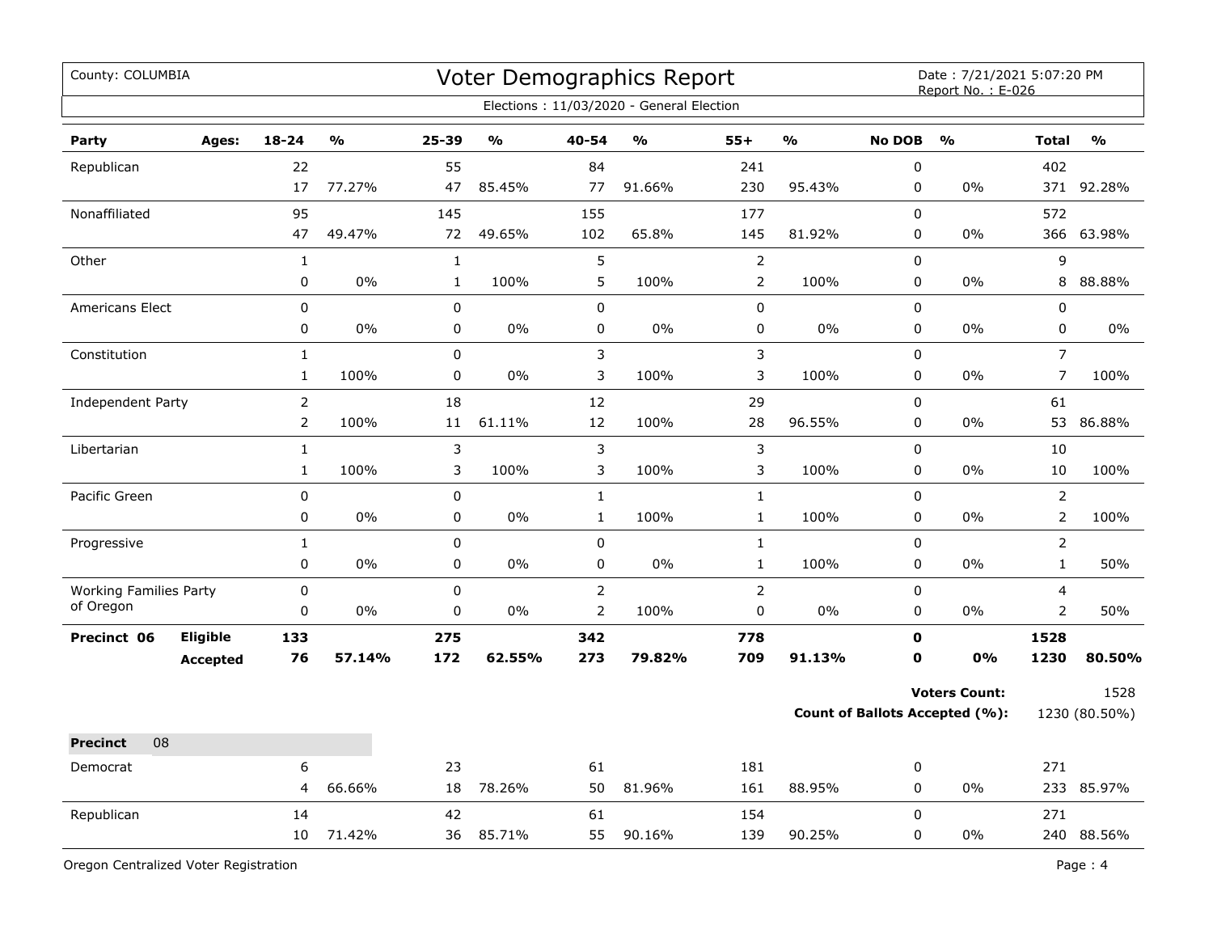County: COLUMBIA

# Voter Demographics Report

Date : 7/21/2021 5:07:20 PM
Report No. : E-026

Elections : 11/03/2020 - General Election

| Party | Ages: | 18-24 | % | 25-39 | % | 40-54 | % | 55+ | % | No DOB | % | Total | % |
|---|---|---|---|---|---|---|---|---|---|---|---|---|---|
| Republican | | 22 | | 55 | | 84 | | 241 | | 0 | | 402 | |
| | | 17 | 77.27% | 47 | 85.45% | 77 | 91.66% | 230 | 95.43% | 0 | 0% | 371 | 92.28% |
| Nonaffiliated | | 95 | | 145 | | 155 | | 177 | | 0 | | 572 | |
| | | 47 | 49.47% | 72 | 49.65% | 102 | 65.8% | 145 | 81.92% | 0 | 0% | 366 | 63.98% |
| Other | | 1 | | 1 | | 5 | | 2 | | 0 | | 9 | |
| | | 0 | 0% | 1 | 100% | 5 | 100% | 2 | 100% | 0 | 0% | 8 | 88.88% |
| Americans Elect | | 0 | | 0 | | 0 | | 0 | | 0 | | 0 | |
| | | 0 | 0% | 0 | 0% | 0 | 0% | 0 | 0% | 0 | 0% | 0 | 0% |
| Constitution | | 1 | | 0 | | 3 | | 3 | | 0 | | 7 | |
| | | 1 | 100% | 0 | 0% | 3 | 100% | 3 | 100% | 0 | 0% | 7 | 100% |
| Independent Party | | 2 | | 18 | | 12 | | 29 | | 0 | | 61 | |
| | | 2 | 100% | 11 | 61.11% | 12 | 100% | 28 | 96.55% | 0 | 0% | 53 | 86.88% |
| Libertarian | | 1 | | 3 | | 3 | | 3 | | 0 | | 10 | |
| | | 1 | 100% | 3 | 100% | 3 | 100% | 3 | 100% | 0 | 0% | 10 | 100% |
| Pacific Green | | 0 | | 0 | | 1 | | 1 | | 0 | | 2 | |
| | | 0 | 0% | 0 | 0% | 1 | 100% | 1 | 100% | 0 | 0% | 2 | 100% |
| Progressive | | 1 | | 0 | | 0 | | 1 | | 0 | | 2 | |
| | | 0 | 0% | 0 | 0% | 0 | 0% | 1 | 100% | 0 | 0% | 1 | 50% |
| Working Families Party of Oregon | | 0 | | 0 | | 2 | | 2 | | 0 | | 4 | |
| | | 0 | 0% | 0 | 0% | 2 | 100% | 0 | 0% | 0 | 0% | 2 | 50% |
| **Precinct 06** | **Eligible** | **133** | | **275** | | **342** | | **778** | | **0** | | **1528** | |
| | **Accepted** | **76** | **57.14%** | **172** | **62.55%** | **273** | **79.82%** | **709** | **91.13%** | **0** | **0%** | **1230** | **80.50%** |

**Voters Count:** 1528

**Count of Ballots Accepted (%):** 1230 (80.50%)

| **Precinct** 08 | | 18-24 | % | 25-39 | % | 40-54 | % | 55+ | % | No DOB | % | Total | % |
|---|---|---|---|---|---|---|---|---|---|---|---|---|---|
| Democrat | | 6 | | 23 | | 61 | | 181 | | 0 | | 271 | |
| | | 4 | 66.66% | 18 | 78.26% | 50 | 81.96% | 161 | 88.95% | 0 | 0% | 233 | 85.97% |
| Republican | | 14 | | 42 | | 61 | | 154 | | 0 | | 271 | |
| | | 10 | 71.42% | 36 | 85.71% | 55 | 90.16% | 139 | 90.25% | 0 | 0% | 240 | 88.56% |

Oregon Centralized Voter Registration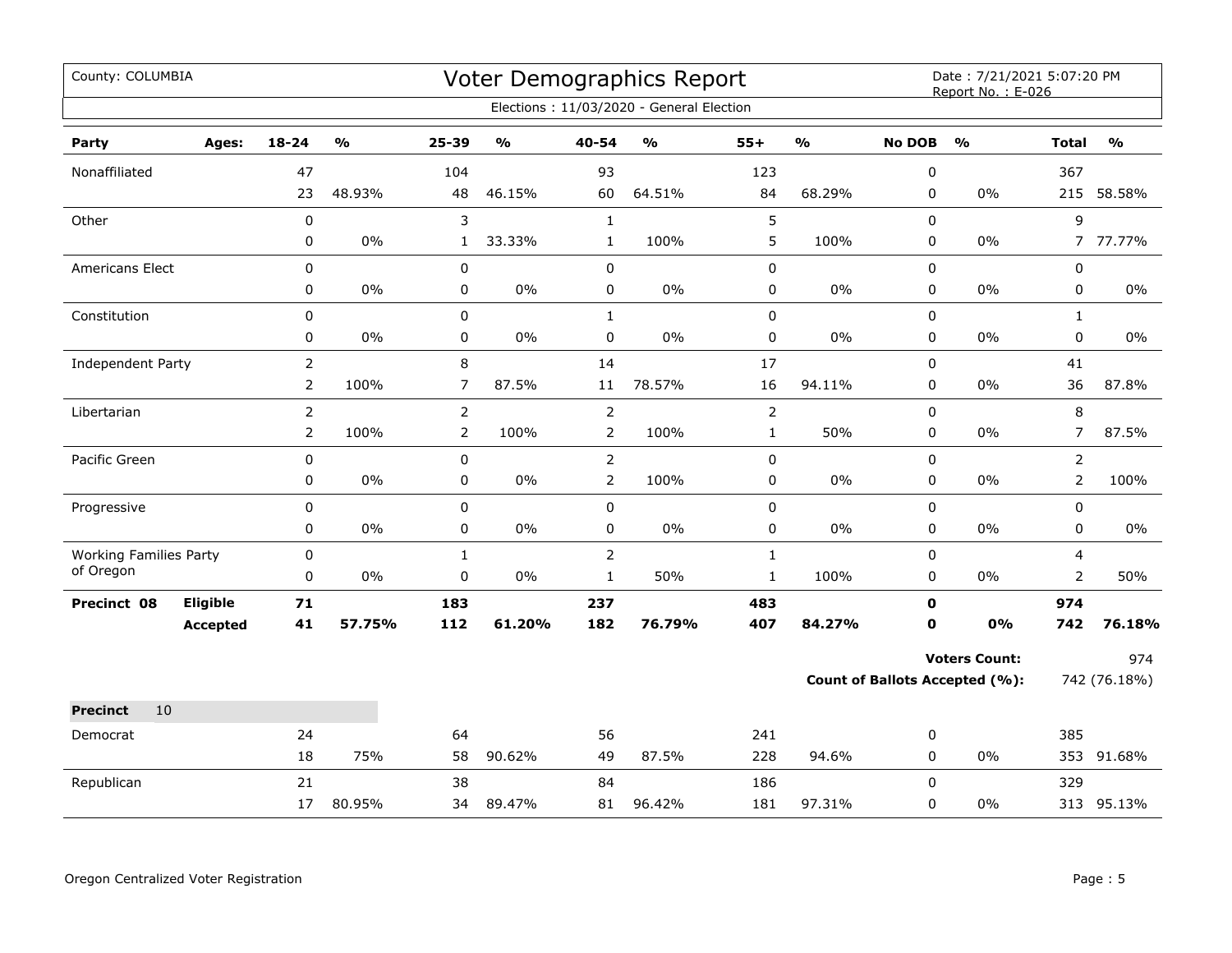County: COLUMBIA

# Voter Demographics Report

Date : 7/21/2021 5:07:20 PM
Report No. : E-026

Elections : 11/03/2020 - General Election

| Party | Ages: | 18-24 | % | 25-39 | % | 40-54 | % | 55+ | % | No DOB | % | Total | % |
|---|---|---|---|---|---|---|---|---|---|---|---|---|---|
| Nonaffiliated | | 47 | | 104 | | 93 | | 123 | | 0 | | 367 | |
| | | 23 | 48.93% | 48 | 46.15% | 60 | 64.51% | 84 | 68.29% | 0 | 0% | 215 | 58.58% |
| Other | | 0 | | 3 | | 1 | | 5 | | 0 | | 9 | |
| | | 0 | 0% | 1 | 33.33% | 1 | 100% | 5 | 100% | 0 | 0% | 7 | 77.77% |
| Americans Elect | | 0 | | 0 | | 0 | | 0 | | 0 | | 0 | |
| | | 0 | 0% | 0 | 0% | 0 | 0% | 0 | 0% | 0 | 0% | 0 | 0% |
| Constitution | | 0 | | 0 | | 1 | | 0 | | 0 | | 1 | |
| | | 0 | 0% | 0 | 0% | 0 | 0% | 0 | 0% | 0 | 0% | 0 | 0% |
| Independent Party | | 2 | | 8 | | 14 | | 17 | | 0 | | 41 | |
| | | 2 | 100% | 7 | 87.5% | 11 | 78.57% | 16 | 94.11% | 0 | 0% | 36 | 87.8% |
| Libertarian | | 2 | | 2 | | 2 | | 2 | | 0 | | 8 | |
| | | 2 | 100% | 2 | 100% | 2 | 100% | 1 | 50% | 0 | 0% | 7 | 87.5% |
| Pacific Green | | 0 | | 0 | | 2 | | 0 | | 0 | | 2 | |
| | | 0 | 0% | 0 | 0% | 2 | 100% | 0 | 0% | 0 | 0% | 2 | 100% |
| Progressive | | 0 | | 0 | | 0 | | 0 | | 0 | | 0 | |
| | | 0 | 0% | 0 | 0% | 0 | 0% | 0 | 0% | 0 | 0% | 0 | 0% |
| Working Families Party of Oregon | | 0 | | 1 | | 2 | | 1 | | 0 | | 4 | |
| | | 0 | 0% | 0 | 0% | 1 | 50% | 1 | 100% | 0 | 0% | 2 | 50% |
| **Precinct 08** | **Eligible** | **71** | | **183** | | **237** | | **483** | | **0** | | **974** | |
| | **Accepted** | **41** | **57.75%** | **112** | **61.20%** | **182** | **76.79%** | **407** | **84.27%** | **0** | **0%** | **742** | **76.18%** |

**Voters Count:** 974

**Count of Ballots Accepted (%):** 742 (76.18%)

**Precinct** 10

| Party | Ages: | 18-24 | % | 25-39 | % | 40-54 | % | 55+ | % | No DOB | % | Total | % |
|---|---|---|---|---|---|---|---|---|---|---|---|---|---|
| Democrat | | 24 | | 64 | | 56 | | 241 | | 0 | | 385 | |
| | | 18 | 75% | 58 | 90.62% | 49 | 87.5% | 228 | 94.6% | 0 | 0% | 353 | 91.68% |
| Republican | | 21 | | 38 | | 84 | | 186 | | 0 | | 329 | |
| | | 17 | 80.95% | 34 | 89.47% | 81 | 96.42% | 181 | 97.31% | 0 | 0% | 313 | 95.13% |

Oregon Centralized Voter Registration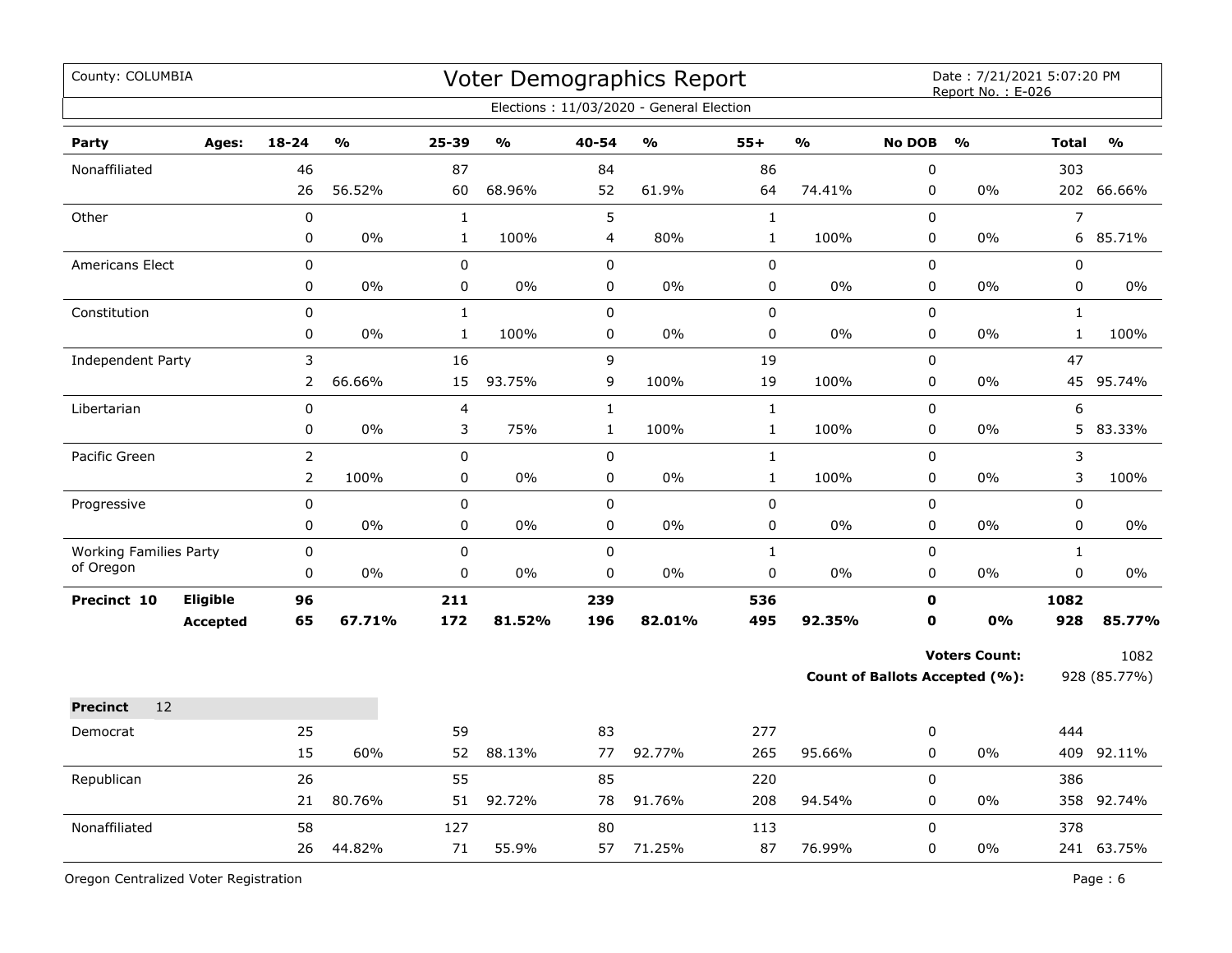County: COLUMBIA

# Voter Demographics Report

Date : 7/21/2021 5:07:20 PM
Report No. : E-026

Elections : 11/03/2020 - General Election

| Party | Ages: | 18-24 | % | 25-39 | % | 40-54 | % | 55+ | % | No DOB | % | Total | % |
|---|---|---|---|---|---|---|---|---|---|---|---|---|---|
| Nonaffiliated | | 46 | | 87 | | 84 | | 86 | | 0 | | 303 | |
| | | 26 | 56.52% | 60 | 68.96% | 52 | 61.9% | 64 | 74.41% | 0 | 0% | 202 | 66.66% |
| Other | | 0 | | 1 | | 5 | | 1 | | 0 | | 7 | |
| | | 0 | 0% | 1 | 100% | 4 | 80% | 1 | 100% | 0 | 0% | 6 | 85.71% |
| Americans Elect | | 0 | | 0 | | 0 | | 0 | | 0 | | 0 | |
| | | 0 | 0% | 0 | 0% | 0 | 0% | 0 | 0% | 0 | 0% | 0 | 0% |
| Constitution | | 0 | | 1 | | 0 | | 0 | | 0 | | 1 | |
| | | 0 | 0% | 1 | 100% | 0 | 0% | 0 | 0% | 0 | 0% | 1 | 100% |
| Independent Party | | 3 | | 16 | | 9 | | 19 | | 0 | | 47 | |
| | | 2 | 66.66% | 15 | 93.75% | 9 | 100% | 19 | 100% | 0 | 0% | 45 | 95.74% |
| Libertarian | | 0 | | 4 | | 1 | | 1 | | 0 | | 6 | |
| | | 0 | 0% | 3 | 75% | 1 | 100% | 1 | 100% | 0 | 0% | 5 | 83.33% |
| Pacific Green | | 2 | | 0 | | 0 | | 1 | | 0 | | 3 | |
| | | 2 | 100% | 0 | 0% | 0 | 0% | 1 | 100% | 0 | 0% | 3 | 100% |
| Progressive | | 0 | | 0 | | 0 | | 0 | | 0 | | 0 | |
| | | 0 | 0% | 0 | 0% | 0 | 0% | 0 | 0% | 0 | 0% | 0 | 0% |
| Working Families Party of Oregon | | 0 | | 0 | | 0 | | 1 | | 0 | | 1 | |
| | | 0 | 0% | 0 | 0% | 0 | 0% | 0 | 0% | 0 | 0% | 0 | 0% |
| **Precinct 10** | **Eligible** | **96** | | **211** | | **239** | | **536** | | **0** | | **1082** | |
| | **Accepted** | **65** | **67.71%** | **172** | **81.52%** | **196** | **82.01%** | **495** | **92.35%** | **0** | **0%** | **928** | **85.77%** |

**Voters Count:** 1082

**Count of Ballots Accepted (%):** 928 (85.77%)

**Precinct** 12

| Party | Ages: | 18-24 | % | 25-39 | % | 40-54 | % | 55+ | % | No DOB | % | Total | % |
|---|---|---|---|---|---|---|---|---|---|---|---|---|---|
| Democrat | | 25 | | 59 | | 83 | | 277 | | 0 | | 444 | |
| | | 15 | 60% | 52 | 88.13% | 77 | 92.77% | 265 | 95.66% | 0 | 0% | 409 | 92.11% |
| Republican | | 26 | | 55 | | 85 | | 220 | | 0 | | 386 | |
| | | 21 | 80.76% | 51 | 92.72% | 78 | 91.76% | 208 | 94.54% | 0 | 0% | 358 | 92.74% |
| Nonaffiliated | | 58 | | 127 | | 80 | | 113 | | 0 | | 378 | |
| | | 26 | 44.82% | 71 | 55.9% | 57 | 71.25% | 87 | 76.99% | 0 | 0% | 241 | 63.75% |

Oregon Centralized Voter Registration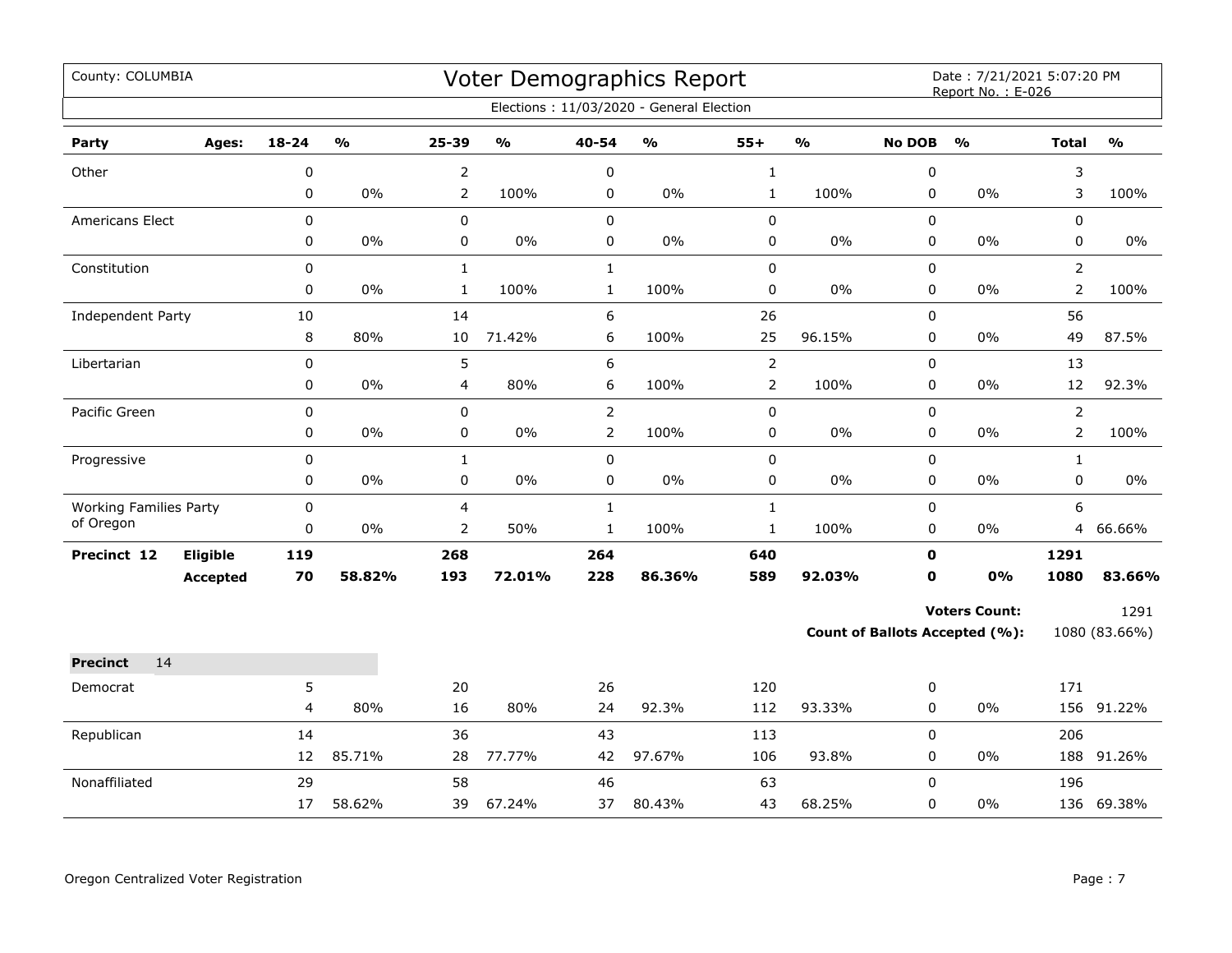County: COLUMBIA

# Voter Demographics Report

Date : 7/21/2021 5:07:20 PM
Report No. : E-026

Elections : 11/03/2020 - General Election

| Party | Ages: | 18-24 | % | 25-39 | % | 40-54 | % | 55+ | % | No DOB | % | Total | % |
|---|---|---|---|---|---|---|---|---|---|---|---|---|---|
| Other | | 0 | | 2 | | 0 | | 1 | | 0 | | 3 | |
| | | 0 | 0% | 2 | 100% | 0 | 0% | 1 | 100% | 0 | 0% | 3 | 100% |
| Americans Elect | | 0 | | 0 | | 0 | | 0 | | 0 | | 0 | |
| | | 0 | 0% | 0 | 0% | 0 | 0% | 0 | 0% | 0 | 0% | 0 | 0% |
| Constitution | | 0 | | 1 | | 1 | | 0 | | 0 | | 2 | |
| | | 0 | 0% | 1 | 100% | 1 | 100% | 0 | 0% | 0 | 0% | 2 | 100% |
| Independent Party | | 10 | | 14 | | 6 | | 26 | | 0 | | 56 | |
| | | 8 | 80% | 10 | 71.42% | 6 | 100% | 25 | 96.15% | 0 | 0% | 49 | 87.5% |
| Libertarian | | 0 | | 5 | | 6 | | 2 | | 0 | | 13 | |
| | | 0 | 0% | 4 | 80% | 6 | 100% | 2 | 100% | 0 | 0% | 12 | 92.3% |
| Pacific Green | | 0 | | 0 | | 2 | | 0 | | 0 | | 2 | |
| | | 0 | 0% | 0 | 0% | 2 | 100% | 0 | 0% | 0 | 0% | 2 | 100% |
| Progressive | | 0 | | 1 | | 0 | | 0 | | 0 | | 1 | |
| | | 0 | 0% | 0 | 0% | 0 | 0% | 0 | 0% | 0 | 0% | 0 | 0% |
| Working Families Party of Oregon | | 0 | | 4 | | 1 | | 1 | | 0 | | 6 | |
| | | 0 | 0% | 2 | 50% | 1 | 100% | 1 | 100% | 0 | 0% | 4 | 66.66% |
| **Precinct 12** | **Eligible** | **119** | | **268** | | **264** | | **640** | | **0** | | **1291** | |
| | **Accepted** | **70** | **58.82%** | **193** | **72.01%** | **228** | **86.36%** | **589** | **92.03%** | **0** | **0%** | **1080** | **83.66%** |

**Voters Count:** 1291

**Count of Ballots Accepted (%):** 1080 (83.66%)

**Precinct** 14

| Party | Ages: | 18-24 | % | 25-39 | % | 40-54 | % | 55+ | % | No DOB | % | Total | % |
|---|---|---|---|---|---|---|---|---|---|---|---|---|---|
| Democrat | | 5 | | 20 | | 26 | | 120 | | 0 | | 171 | |
| | | 4 | 80% | 16 | 80% | 24 | 92.3% | 112 | 93.33% | 0 | 0% | 156 | 91.22% |
| Republican | | 14 | | 36 | | 43 | | 113 | | 0 | | 206 | |
| | | 12 | 85.71% | 28 | 77.77% | 42 | 97.67% | 106 | 93.8% | 0 | 0% | 188 | 91.26% |
| Nonaffiliated | | 29 | | 58 | | 46 | | 63 | | 0 | | 196 | |
| | | 17 | 58.62% | 39 | 67.24% | 37 | 80.43% | 43 | 68.25% | 0 | 0% | 136 | 69.38% |

Oregon Centralized Voter Registration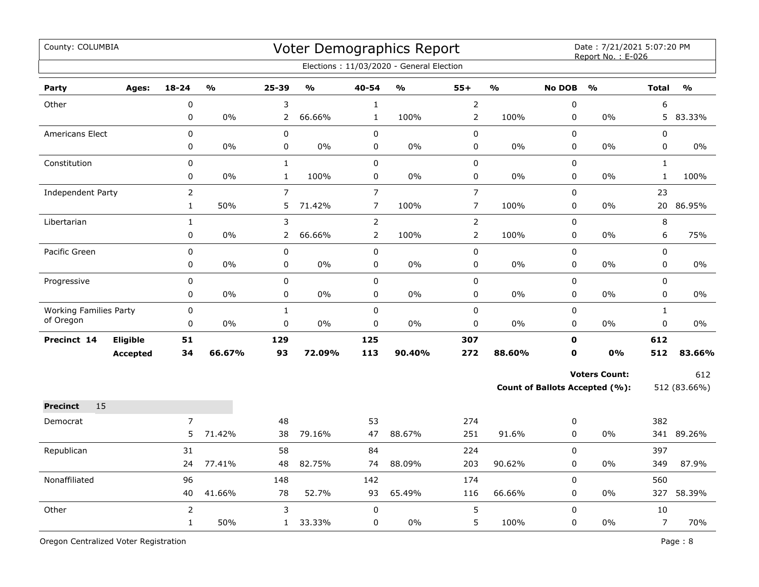County: COLUMBIA

# Voter Demographics Report

Date : 7/21/2021 5:07:20 PM
Report No. : E-026

Elections : 11/03/2020 - General Election

| Party | Ages: | 18-24 | % | 25-39 | % | 40-54 | % | 55+ | % | No DOB | % | Total | % |
|---|---|---|---|---|---|---|---|---|---|---|---|---|---|
| Other | | 0 | | 3 | | 1 | | 2 | | 0 | | 6 | |
| | | 0 | 0% | 2 | 66.66% | 1 | 100% | 2 | 100% | 0 | 0% | 5 | 83.33% |
| Americans Elect | | 0 | | 0 | | 0 | | 0 | | 0 | | 0 | |
| | | 0 | 0% | 0 | 0% | 0 | 0% | 0 | 0% | 0 | 0% | 0 | 0% |
| Constitution | | 0 | | 1 | | 0 | | 0 | | 0 | | 1 | |
| | | 0 | 0% | 1 | 100% | 0 | 0% | 0 | 0% | 0 | 0% | 1 | 100% |
| Independent Party | | 2 | | 7 | | 7 | | 7 | | 0 | | 23 | |
| | | 1 | 50% | 5 | 71.42% | 7 | 100% | 7 | 100% | 0 | 0% | 20 | 86.95% |
| Libertarian | | 1 | | 3 | | 2 | | 2 | | 0 | | 8 | |
| | | 0 | 0% | 2 | 66.66% | 2 | 100% | 2 | 100% | 0 | 0% | 6 | 75% |
| Pacific Green | | 0 | | 0 | | 0 | | 0 | | 0 | | 0 | |
| | | 0 | 0% | 0 | 0% | 0 | 0% | 0 | 0% | 0 | 0% | 0 | 0% |
| Progressive | | 0 | | 0 | | 0 | | 0 | | 0 | | 0 | |
| | | 0 | 0% | 0 | 0% | 0 | 0% | 0 | 0% | 0 | 0% | 0 | 0% |
| Working Families Party of Oregon | | 0 | | 1 | | 0 | | 0 | | 0 | | 1 | |
| | | 0 | 0% | 0 | 0% | 0 | 0% | 0 | 0% | 0 | 0% | 0 | 0% |
| **Precinct 14** | **Eligible** | **51** | | **129** | | **125** | | **307** | | **0** | | **612** | |
| | **Accepted** | **34** | **66.67%** | **93** | **72.09%** | **113** | **90.40%** | **272** | **88.60%** | **0** | **0%** | **512** | **83.66%** |

**Voters Count:** 612

**Count of Ballots Accepted (%):** 512 (83.66%)

**Precinct** 15

| Party | Ages: | 18-24 | % | 25-39 | % | 40-54 | % | 55+ | % | No DOB | % | Total | % |
|---|---|---|---|---|---|---|---|---|---|---|---|---|---|
| Democrat | | 7 | | 48 | | 53 | | 274 | | 0 | | 382 | |
| | | 5 | 71.42% | 38 | 79.16% | 47 | 88.67% | 251 | 91.6% | 0 | 0% | 341 | 89.26% |
| Republican | | 31 | | 58 | | 84 | | 224 | | 0 | | 397 | |
| | | 24 | 77.41% | 48 | 82.75% | 74 | 88.09% | 203 | 90.62% | 0 | 0% | 349 | 87.9% |
| Nonaffiliated | | 96 | | 148 | | 142 | | 174 | | 0 | | 560 | |
| | | 40 | 41.66% | 78 | 52.7% | 93 | 65.49% | 116 | 66.66% | 0 | 0% | 327 | 58.39% |
| Other | | 2 | | 3 | | 0 | | 5 | | 0 | | 10 | |
| | | 1 | 50% | 1 | 33.33% | 0 | 0% | 5 | 100% | 0 | 0% | 7 | 70% |

Oregon Centralized Voter Registration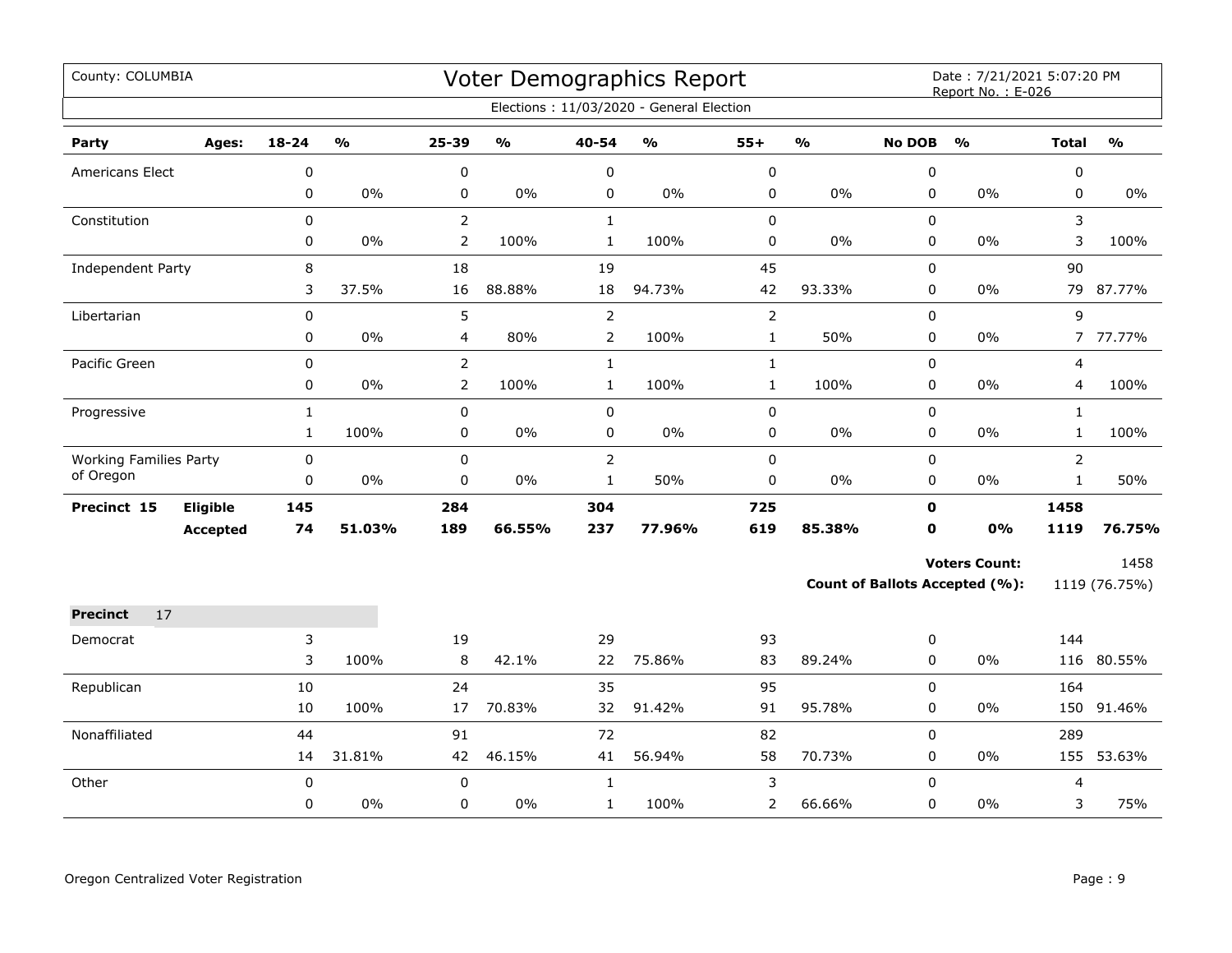County: COLUMBIA

# Voter Demographics Report

Date : 7/21/2021 5:07:20 PM
Report No. : E-026

Elections : 11/03/2020 - General Election

| Party | Ages: | 18-24 | % | 25-39 | % | 40-54 | % | 55+ | % | No DOB | % | Total | % |
|---|---|---|---|---|---|---|---|---|---|---|---|---|---|
| Americans Elect | | 0 | | 0 | | 0 | | 0 | | 0 | | 0 | |
| | | 0 | 0% | 0 | 0% | 0 | 0% | 0 | 0% | 0 | 0% | 0 | 0% |
| Constitution | | 0 | | 2 | | 1 | | 0 | | 0 | | 3 | |
| | | 0 | 0% | 2 | 100% | 1 | 100% | 0 | 0% | 0 | 0% | 3 | 100% |
| Independent Party | | 8 | | 18 | | 19 | | 45 | | 0 | | 90 | |
| | | 3 | 37.5% | 16 | 88.88% | 18 | 94.73% | 42 | 93.33% | 0 | 0% | 79 | 87.77% |
| Libertarian | | 0 | | 5 | | 2 | | 2 | | 0 | | 9 | |
| | | 0 | 0% | 4 | 80% | 2 | 100% | 1 | 50% | 0 | 0% | 7 | 77.77% |
| Pacific Green | | 0 | | 2 | | 1 | | 1 | | 0 | | 4 | |
| | | 0 | 0% | 2 | 100% | 1 | 100% | 1 | 100% | 0 | 0% | 4 | 100% |
| Progressive | | 1 | | 0 | | 0 | | 0 | | 0 | | 1 | |
| | | 1 | 100% | 0 | 0% | 0 | 0% | 0 | 0% | 0 | 0% | 1 | 100% |
| Working Families Party of Oregon | | 0 | | 0 | | 2 | | 0 | | 0 | | 2 | |
| | | 0 | 0% | 0 | 0% | 1 | 50% | 0 | 0% | 0 | 0% | 1 | 50% |
| **Precinct 15** | **Eligible** | **145** | | **284** | | **304** | | **725** | | **0** | | **1458** | |
| | **Accepted** | **74** | **51.03%** | **189** | **66.55%** | **237** | **77.96%** | **619** | **85.38%** | **0** | **0%** | **1119** | **76.75%** |

**Voters Count:** 1458

**Count of Ballots Accepted (%):** 1119 (76.75%)

**Precinct** 17

| Party | Ages: | 18-24 | % | 25-39 | % | 40-54 | % | 55+ | % | No DOB | % | Total | % |
|---|---|---|---|---|---|---|---|---|---|---|---|---|---|
| Democrat | | 3 | | 19 | | 29 | | 93 | | 0 | | 144 | |
| | | 3 | 100% | 8 | 42.1% | 22 | 75.86% | 83 | 89.24% | 0 | 0% | 116 | 80.55% |
| Republican | | 10 | | 24 | | 35 | | 95 | | 0 | | 164 | |
| | | 10 | 100% | 17 | 70.83% | 32 | 91.42% | 91 | 95.78% | 0 | 0% | 150 | 91.46% |
| Nonaffiliated | | 44 | | 91 | | 72 | | 82 | | 0 | | 289 | |
| | | 14 | 31.81% | 42 | 46.15% | 41 | 56.94% | 58 | 70.73% | 0 | 0% | 155 | 53.63% |
| Other | | 0 | | 0 | | 1 | | 3 | | 0 | | 4 | |
| | | 0 | 0% | 0 | 0% | 1 | 100% | 2 | 66.66% | 0 | 0% | 3 | 75% |

Oregon Centralized Voter Registration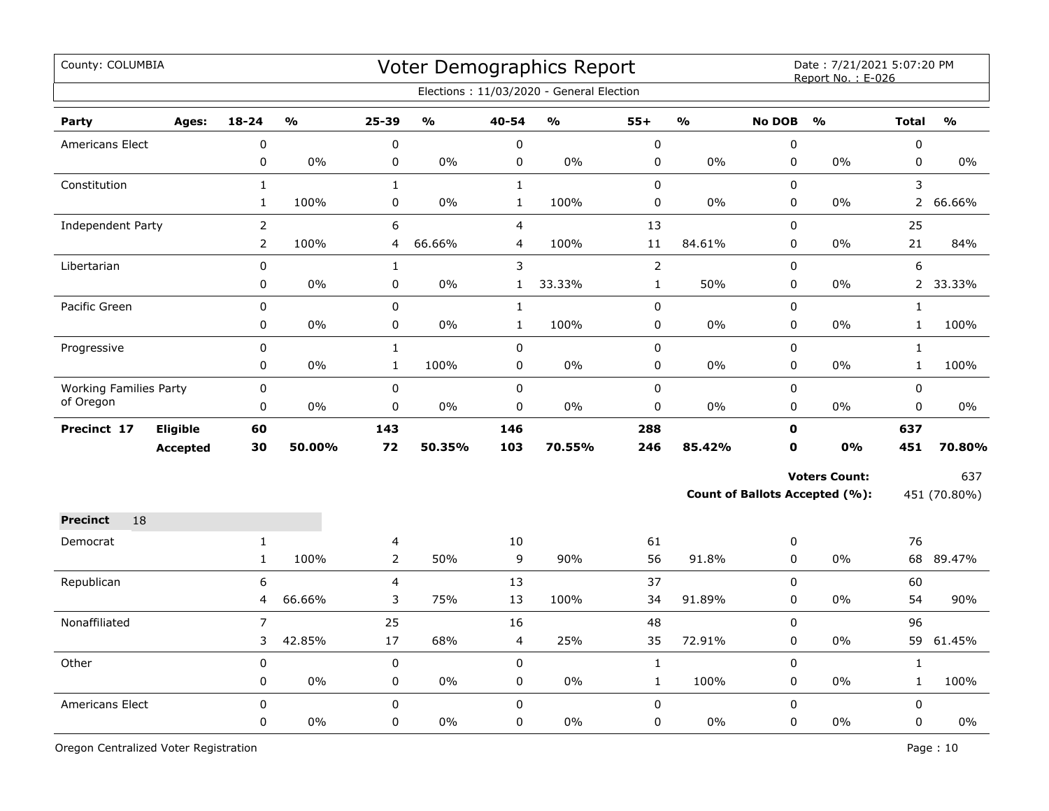County: COLUMBIA

# Voter Demographics Report

Date : 7/21/2021 5:07:20 PM
Report No. : E-026

Elections : 11/03/2020 - General Election

| Party | Ages: | 18-24 | % | 25-39 | % | 40-54 | % | 55+ | % | No DOB | % | Total | % |
|---|---|---|---|---|---|---|---|---|---|---|---|---|---|
| Americans Elect | | 0 | | 0 | | 0 | | 0 | | 0 | | 0 | |
| | | 0 | 0% | 0 | 0% | 0 | 0% | 0 | 0% | 0 | 0% | 0 | 0% |
| Constitution | | 1 | | 1 | | 1 | | 0 | | 0 | | 3 | |
| | | 1 | 100% | 0 | 0% | 1 | 100% | 0 | 0% | 0 | 0% | 2 | 66.66% |
| Independent Party | | 2 | | 6 | | 4 | | 13 | | 0 | | 25 | |
| | | 2 | 100% | 4 | 66.66% | 4 | 100% | 11 | 84.61% | 0 | 0% | 21 | 84% |
| Libertarian | | 0 | | 1 | | 3 | | 2 | | 0 | | 6 | |
| | | 0 | 0% | 0 | 0% | 1 | 33.33% | 1 | 50% | 0 | 0% | 2 | 33.33% |
| Pacific Green | | 0 | | 0 | | 1 | | 0 | | 0 | | 1 | |
| | | 0 | 0% | 0 | 0% | 1 | 100% | 0 | 0% | 0 | 0% | 1 | 100% |
| Progressive | | 0 | | 1 | | 0 | | 0 | | 0 | | 1 | |
| | | 0 | 0% | 1 | 100% | 0 | 0% | 0 | 0% | 0 | 0% | 1 | 100% |
| Working Families Party of Oregon | | 0 | | 0 | | 0 | | 0 | | 0 | | 0 | |
| | | 0 | 0% | 0 | 0% | 0 | 0% | 0 | 0% | 0 | 0% | 0 | 0% |
| **Precinct 17** | **Eligible** | **60** | | **143** | | **146** | | **288** | | **0** | | **637** | |
| | **Accepted** | **30** | **50.00%** | **72** | **50.35%** | **103** | **70.55%** | **246** | **85.42%** | **0** | **0%** | **451** | **70.80%** |

**Voters Count:** 637

**Count of Ballots Accepted (%):** 451 (70.80%)

**Precinct** 18

| Party | Ages: | 18-24 | % | 25-39 | % | 40-54 | % | 55+ | % | No DOB | % | Total | % |
|---|---|---|---|---|---|---|---|---|---|---|---|---|---|
| Democrat | | 1 | | 4 | | 10 | | 61 | | 0 | | 76 | |
| | | 1 | 100% | 2 | 50% | 9 | 90% | 56 | 91.8% | 0 | 0% | 68 | 89.47% |
| Republican | | 6 | | 4 | | 13 | | 37 | | 0 | | 60 | |
| | | 4 | 66.66% | 3 | 75% | 13 | 100% | 34 | 91.89% | 0 | 0% | 54 | 90% |
| Nonaffiliated | | 7 | | 25 | | 16 | | 48 | | 0 | | 96 | |
| | | 3 | 42.85% | 17 | 68% | 4 | 25% | 35 | 72.91% | 0 | 0% | 59 | 61.45% |
| Other | | 0 | | 0 | | 0 | | 1 | | 0 | | 1 | |
| | | 0 | 0% | 0 | 0% | 0 | 0% | 1 | 100% | 0 | 0% | 1 | 100% |
| Americans Elect | | 0 | | 0 | | 0 | | 0 | | 0 | | 0 | |
| | | 0 | 0% | 0 | 0% | 0 | 0% | 0 | 0% | 0 | 0% | 0 | 0% |

Oregon Centralized Voter Registration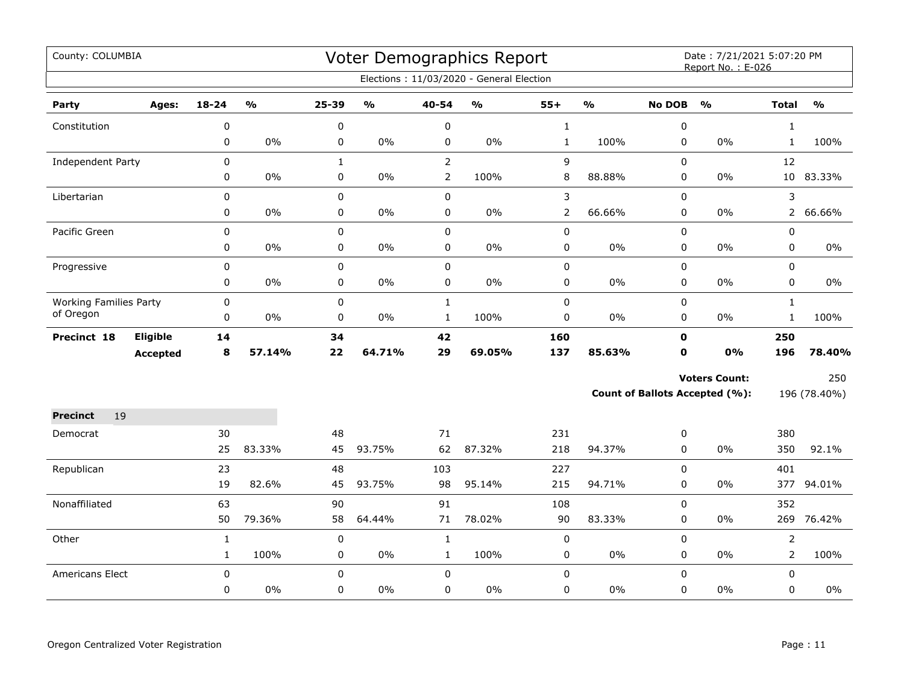County: COLUMBIA

# Voter Demographics Report

Date : 7/21/2021 5:07:20 PM
Report No. : E-026

Elections : 11/03/2020 - General Election

| Party | Ages: | 18-24 | % | 25-39 | % | 40-54 | % | 55+ | % | No DOB | % | Total | % |
|---|---|---|---|---|---|---|---|---|---|---|---|---|---|
| Constitution | | 0 | | 0 | | 0 | | 1 | | 0 | | 1 | |
| | | 0 | 0% | 0 | 0% | 0 | 0% | 1 | 100% | 0 | 0% | 1 | 100% |
| Independent Party | | 0 | | 1 | | 2 | | 9 | | 0 | | 12 | |
| | | 0 | 0% | 0 | 0% | 2 | 100% | 8 | 88.88% | 0 | 0% | 10 | 83.33% |
| Libertarian | | 0 | | 0 | | 0 | | 3 | | 0 | | 3 | |
| | | 0 | 0% | 0 | 0% | 0 | 0% | 2 | 66.66% | 0 | 0% | 2 | 66.66% |
| Pacific Green | | 0 | | 0 | | 0 | | 0 | | 0 | | 0 | |
| | | 0 | 0% | 0 | 0% | 0 | 0% | 0 | 0% | 0 | 0% | 0 | 0% |
| Progressive | | 0 | | 0 | | 0 | | 0 | | 0 | | 0 | |
| | | 0 | 0% | 0 | 0% | 0 | 0% | 0 | 0% | 0 | 0% | 0 | 0% |
| Working Families Party of Oregon | | 0 | | 0 | | 1 | | 0 | | 0 | | 1 | |
| | | 0 | 0% | 0 | 0% | 1 | 100% | 0 | 0% | 0 | 0% | 1 | 100% |
| **Precinct 18** | **Eligible** | **14** | | **34** | | **42** | | **160** | | **0** | | **250** | |
| | **Accepted** | **8** | **57.14%** | **22** | **64.71%** | **29** | **69.05%** | **137** | **85.63%** | **0** | **0%** | **196** | **78.40%** |

**Voters Count:** 250

**Count of Ballots Accepted (%):** 196 (78.40%)

**Precinct** 19

| Party | Ages: | 18-24 | % | 25-39 | % | 40-54 | % | 55+ | % | No DOB | % | Total | % |
|---|---|---|---|---|---|---|---|---|---|---|---|---|---|
| Democrat | | 30 | | 48 | | 71 | | 231 | | 0 | | 380 | |
| | | 25 | 83.33% | 45 | 93.75% | 62 | 87.32% | 218 | 94.37% | 0 | 0% | 350 | 92.1% |
| Republican | | 23 | | 48 | | 103 | | 227 | | 0 | | 401 | |
| | | 19 | 82.6% | 45 | 93.75% | 98 | 95.14% | 215 | 94.71% | 0 | 0% | 377 | 94.01% |
| Nonaffiliated | | 63 | | 90 | | 91 | | 108 | | 0 | | 352 | |
| | | 50 | 79.36% | 58 | 64.44% | 71 | 78.02% | 90 | 83.33% | 0 | 0% | 269 | 76.42% |
| Other | | 1 | | 0 | | 1 | | 0 | | 0 | | 2 | |
| | | 1 | 100% | 0 | 0% | 1 | 100% | 0 | 0% | 0 | 0% | 2 | 100% |
| Americans Elect | | 0 | | 0 | | 0 | | 0 | | 0 | | 0 | |
| | | 0 | 0% | 0 | 0% | 0 | 0% | 0 | 0% | 0 | 0% | 0 | 0% |

Oregon Centralized Voter Registration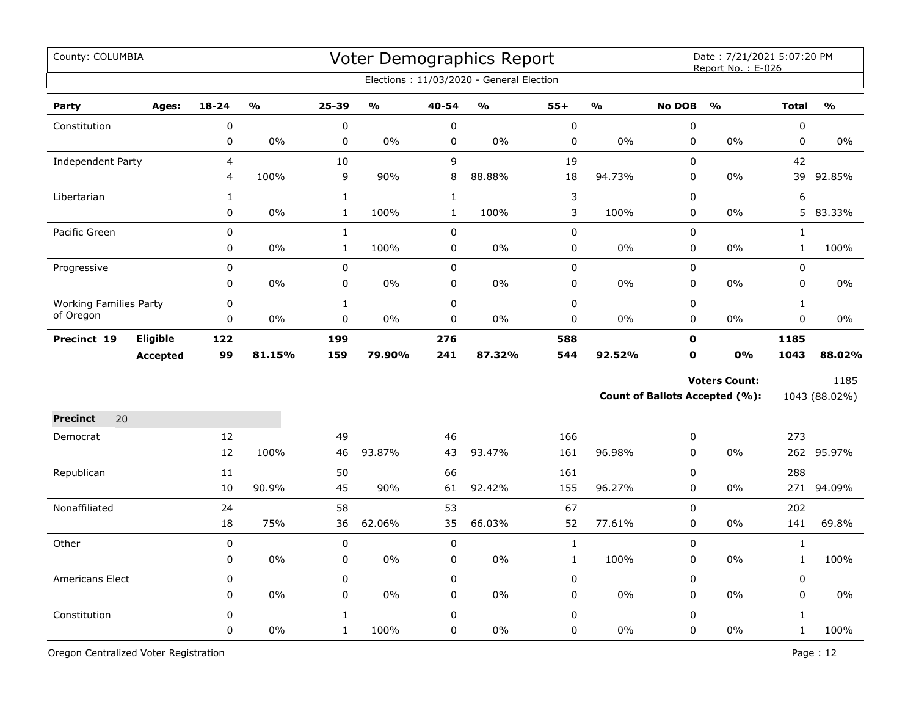County: COLUMBIA

# Voter Demographics Report

Date : 7/21/2021 5:07:20 PM
Report No. : E-026

Elections : 11/03/2020 - General Election

| Party | Ages: | 18-24 | % | 25-39 | % | 40-54 | % | 55+ | % | No DOB | % | Total | % |
|---|---|---|---|---|---|---|---|---|---|---|---|---|---|
| Constitution | | 0 | | 0 | | 0 | | 0 | | 0 | | 0 | |
| | | 0 | 0% | 0 | 0% | 0 | 0% | 0 | 0% | 0 | 0% | 0 | 0% |
| Independent Party | | 4 | | 10 | | 9 | | 19 | | 0 | | 42 | |
| | | 4 | 100% | 9 | 90% | 8 | 88.88% | 18 | 94.73% | 0 | 0% | 39 | 92.85% |
| Libertarian | | 1 | | 1 | | 1 | | 3 | | 0 | | 6 | |
| | | 0 | 0% | 1 | 100% | 1 | 100% | 3 | 100% | 0 | 0% | 5 | 83.33% |
| Pacific Green | | 0 | | 1 | | 0 | | 0 | | 0 | | 1 | |
| | | 0 | 0% | 1 | 100% | 0 | 0% | 0 | 0% | 0 | 0% | 1 | 100% |
| Progressive | | 0 | | 0 | | 0 | | 0 | | 0 | | 0 | |
| | | 0 | 0% | 0 | 0% | 0 | 0% | 0 | 0% | 0 | 0% | 0 | 0% |
| Working Families Party of Oregon | | 0 | | 1 | | 0 | | 0 | | 0 | | 1 | |
| | | 0 | 0% | 0 | 0% | 0 | 0% | 0 | 0% | 0 | 0% | 0 | 0% |
| **Precinct 19** | **Eligible** | **122** | | **199** | | **276** | | **588** | | **0** | | **1185** | |
| | **Accepted** | **99** | **81.15%** | **159** | **79.90%** | **241** | **87.32%** | **544** | **92.52%** | **0** | **0%** | **1043** | **88.02%** |

**Voters Count:** 1185

**Count of Ballots Accepted (%):** 1043 (88.02%)

| **Precinct** 20 | | 18-24 | % | 25-39 | % | 40-54 | % | 55+ | % | No DOB | % | Total | % |
|---|---|---|---|---|---|---|---|---|---|---|---|---|---|
| Democrat | | 12 | | 49 | | 46 | | 166 | | 0 | | 273 | |
| | | 12 | 100% | 46 | 93.87% | 43 | 93.47% | 161 | 96.98% | 0 | 0% | 262 | 95.97% |
| Republican | | 11 | | 50 | | 66 | | 161 | | 0 | | 288 | |
| | | 10 | 90.9% | 45 | 90% | 61 | 92.42% | 155 | 96.27% | 0 | 0% | 271 | 94.09% |
| Nonaffiliated | | 24 | | 58 | | 53 | | 67 | | 0 | | 202 | |
| | | 18 | 75% | 36 | 62.06% | 35 | 66.03% | 52 | 77.61% | 0 | 0% | 141 | 69.8% |
| Other | | 0 | | 0 | | 0 | | 1 | | 0 | | 1 | |
| | | 0 | 0% | 0 | 0% | 0 | 0% | 1 | 100% | 0 | 0% | 1 | 100% |
| Americans Elect | | 0 | | 0 | | 0 | | 0 | | 0 | | 0 | |
| | | 0 | 0% | 0 | 0% | 0 | 0% | 0 | 0% | 0 | 0% | 0 | 0% |
| Constitution | | 0 | | 1 | | 0 | | 0 | | 0 | | 1 | |
| | | 0 | 0% | 1 | 100% | 0 | 0% | 0 | 0% | 0 | 0% | 1 | 100% |

Oregon Centralized Voter Registration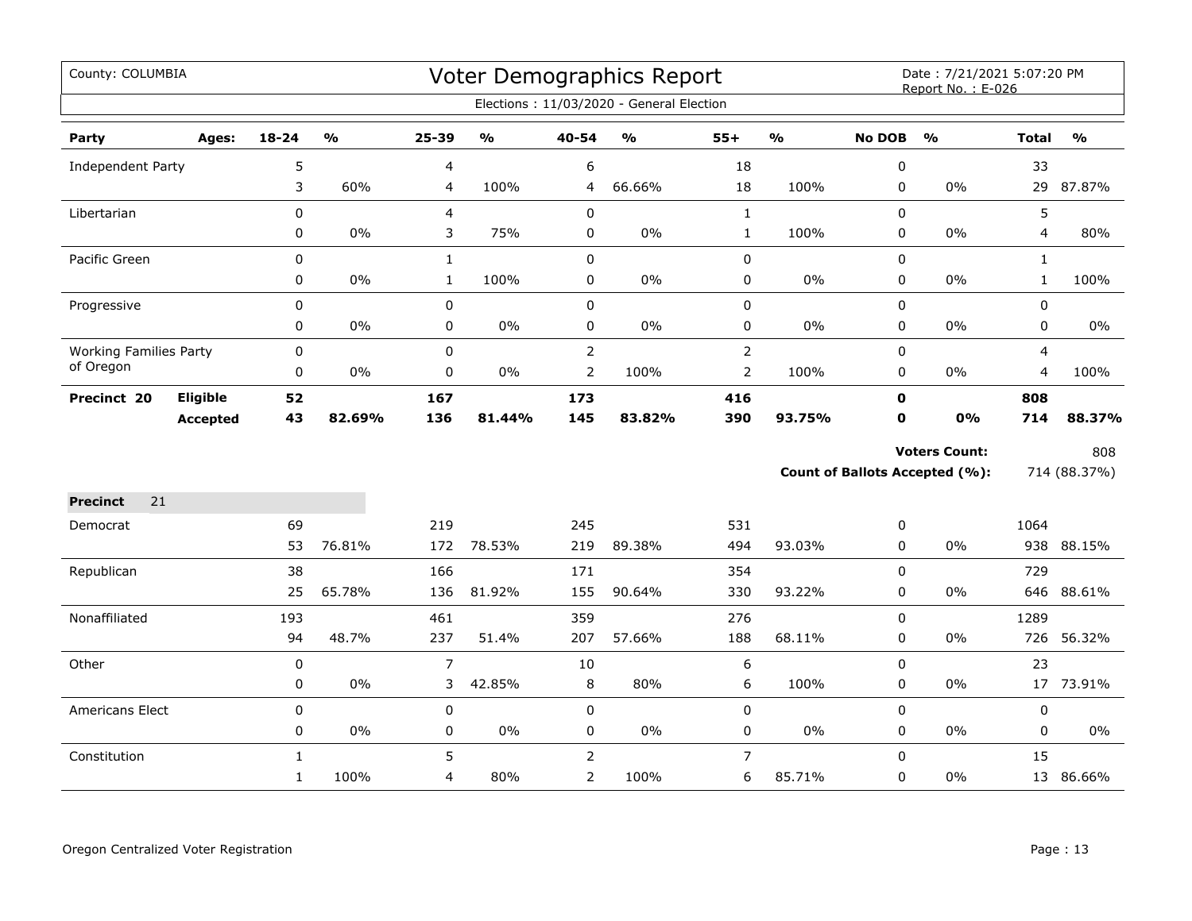County: COLUMBIA

# Voter Demographics Report

Date : 7/21/2021 5:07:20 PM
Report No. : E-026

Elections : 11/03/2020 - General Election

| Party | Ages: | 18-24 | % | 25-39 | % | 40-54 | % | 55+ | % | No DOB | % | Total | % |
|---|---|---|---|---|---|---|---|---|---|---|---|---|---|
| Independent Party | | 5 | | 4 | | 6 | | 18 | | 0 | | 33 | |
| | | 3 | 60% | 4 | 100% | 4 | 66.66% | 18 | 100% | 0 | 0% | 29 | 87.87% |
| Libertarian | | 0 | | 4 | | 0 | | 1 | | 0 | | 5 | |
| | | 0 | 0% | 3 | 75% | 0 | 0% | 1 | 100% | 0 | 0% | 4 | 80% |
| Pacific Green | | 0 | | 1 | | 0 | | 0 | | 0 | | 1 | |
| | | 0 | 0% | 1 | 100% | 0 | 0% | 0 | 0% | 0 | 0% | 1 | 100% |
| Progressive | | 0 | | 0 | | 0 | | 0 | | 0 | | 0 | |
| | | 0 | 0% | 0 | 0% | 0 | 0% | 0 | 0% | 0 | 0% | 0 | 0% |
| Working Families Party of Oregon | | 0 | | 0 | | 2 | | 2 | | 0 | | 4 | |
| | | 0 | 0% | 0 | 0% | 2 | 100% | 2 | 100% | 0 | 0% | 4 | 100% |
| **Precinct 20** | **Eligible** | **52** | | **167** | | **173** | | **416** | | **0** | | **808** | |
| | **Accepted** | **43** | **82.69%** | **136** | **81.44%** | **145** | **83.82%** | **390** | **93.75%** | **0** | **0%** | **714** | **88.37%** |

**Voters Count:** 808

**Count of Ballots Accepted (%):** 714 (88.37%)

**Precinct** 21

| Party | Ages: | 18-24 | % | 25-39 | % | 40-54 | % | 55+ | % | No DOB | % | Total | % |
|---|---|---|---|---|---|---|---|---|---|---|---|---|---|
| Democrat | | 69 | | 219 | | 245 | | 531 | | 0 | | 1064 | |
| | | 53 | 76.81% | 172 | 78.53% | 219 | 89.38% | 494 | 93.03% | 0 | 0% | 938 | 88.15% |
| Republican | | 38 | | 166 | | 171 | | 354 | | 0 | | 729 | |
| | | 25 | 65.78% | 136 | 81.92% | 155 | 90.64% | 330 | 93.22% | 0 | 0% | 646 | 88.61% |
| Nonaffiliated | | 193 | | 461 | | 359 | | 276 | | 0 | | 1289 | |
| | | 94 | 48.7% | 237 | 51.4% | 207 | 57.66% | 188 | 68.11% | 0 | 0% | 726 | 56.32% |
| Other | | 0 | | 7 | | 10 | | 6 | | 0 | | 23 | |
| | | 0 | 0% | 3 | 42.85% | 8 | 80% | 6 | 100% | 0 | 0% | 17 | 73.91% |
| Americans Elect | | 0 | | 0 | | 0 | | 0 | | 0 | | 0 | |
| | | 0 | 0% | 0 | 0% | 0 | 0% | 0 | 0% | 0 | 0% | 0 | 0% |
| Constitution | | 1 | | 5 | | 2 | | 7 | | 0 | | 15 | |
| | | 1 | 100% | 4 | 80% | 2 | 100% | 6 | 85.71% | 0 | 0% | 13 | 86.66% |

Oregon Centralized Voter Registration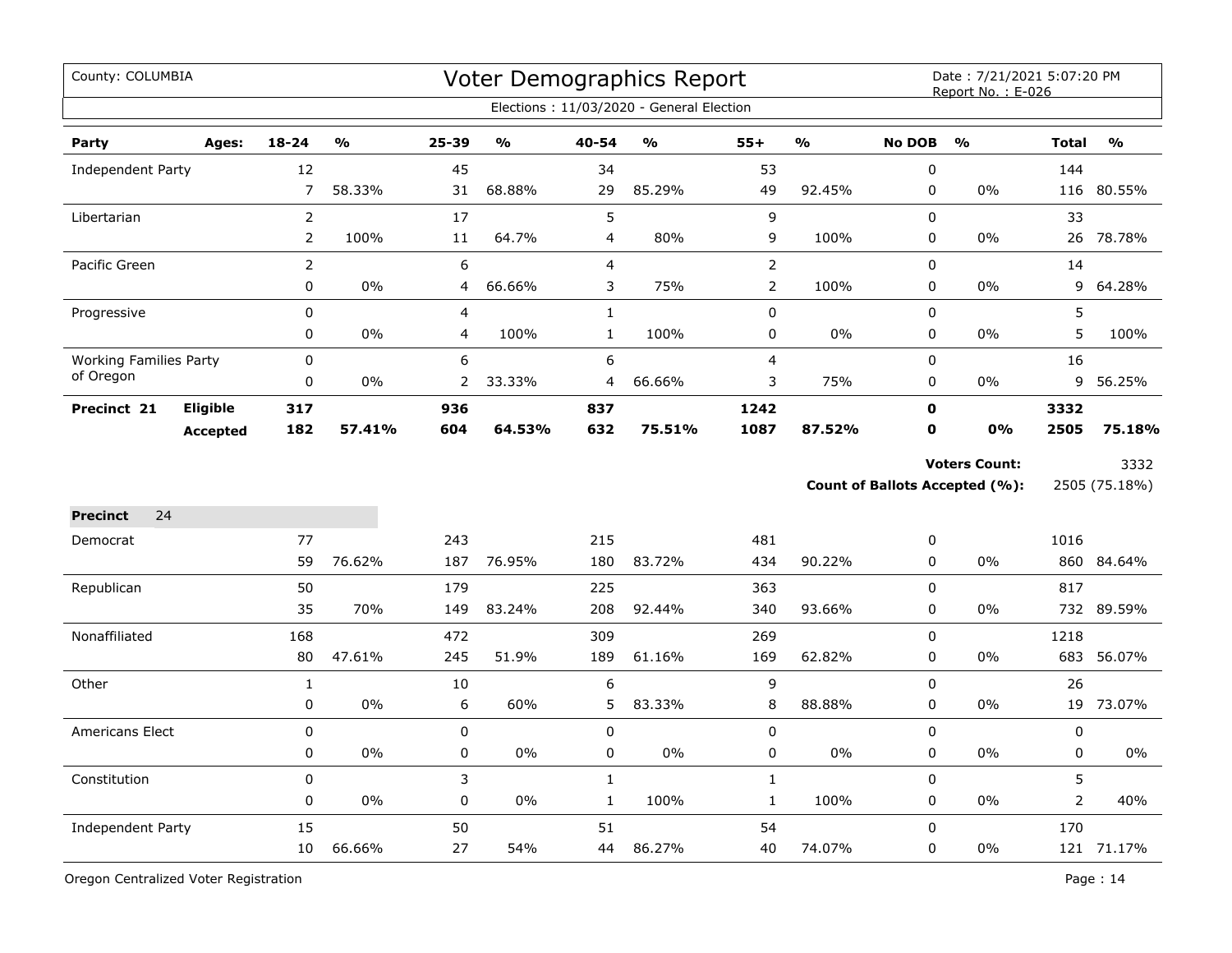County: COLUMBIA

# Voter Demographics Report

Date : 7/21/2021 5:07:20 PM
Report No. : E-026

Elections : 11/03/2020 - General Election

| Party | Ages: | 18-24 | % | 25-39 | % | 40-54 | % | 55+ | % | No DOB | % | Total | % |
|---|---|---|---|---|---|---|---|---|---|---|---|---|---|
| Independent Party | | 12 | | 45 | | 34 | | 53 | | 0 | | 144 | |
| | | 7 | 58.33% | 31 | 68.88% | 29 | 85.29% | 49 | 92.45% | 0 | 0% | 116 | 80.55% |
| Libertarian | | 2 | | 17 | | 5 | | 9 | | 0 | | 33 | |
| | | 2 | 100% | 11 | 64.7% | 4 | 80% | 9 | 100% | 0 | 0% | 26 | 78.78% |
| Pacific Green | | 2 | | 6 | | 4 | | 2 | | 0 | | 14 | |
| | | 0 | 0% | 4 | 66.66% | 3 | 75% | 2 | 100% | 0 | 0% | 9 | 64.28% |
| Progressive | | 0 | | 4 | | 1 | | 0 | | 0 | | 5 | |
| | | 0 | 0% | 4 | 100% | 1 | 100% | 0 | 0% | 0 | 0% | 5 | 100% |
| Working Families Party of Oregon | | 0 | | 6 | | 6 | | 4 | | 0 | | 16 | |
| | | 0 | 0% | 2 | 33.33% | 4 | 66.66% | 3 | 75% | 0 | 0% | 9 | 56.25% |
| **Precinct 21** | **Eligible** | **317** | | **936** | | **837** | | **1242** | | **0** | | **3332** | |
| | **Accepted** | **182** | **57.41%** | **604** | **64.53%** | **632** | **75.51%** | **1087** | **87.52%** | **0** | **0%** | **2505** | **75.18%** |

**Voters Count:** 3332

**Count of Ballots Accepted (%):** 2505 (75.18%)

**Precinct** 24

| Party | Ages: | 18-24 | % | 25-39 | % | 40-54 | % | 55+ | % | No DOB | % | Total | % |
|---|---|---|---|---|---|---|---|---|---|---|---|---|---|
| Democrat | | 77 | | 243 | | 215 | | 481 | | 0 | | 1016 | |
| | | 59 | 76.62% | 187 | 76.95% | 180 | 83.72% | 434 | 90.22% | 0 | 0% | 860 | 84.64% |
| Republican | | 50 | | 179 | | 225 | | 363 | | 0 | | 817 | |
| | | 35 | 70% | 149 | 83.24% | 208 | 92.44% | 340 | 93.66% | 0 | 0% | 732 | 89.59% |
| Nonaffiliated | | 168 | | 472 | | 309 | | 269 | | 0 | | 1218 | |
| | | 80 | 47.61% | 245 | 51.9% | 189 | 61.16% | 169 | 62.82% | 0 | 0% | 683 | 56.07% |
| Other | | 1 | | 10 | | 6 | | 9 | | 0 | | 26 | |
| | | 0 | 0% | 6 | 60% | 5 | 83.33% | 8 | 88.88% | 0 | 0% | 19 | 73.07% |
| Americans Elect | | 0 | | 0 | | 0 | | 0 | | 0 | | 0 | |
| | | 0 | 0% | 0 | 0% | 0 | 0% | 0 | 0% | 0 | 0% | 0 | 0% |
| Constitution | | 0 | | 3 | | 1 | | 1 | | 0 | | 5 | |
| | | 0 | 0% | 0 | 0% | 1 | 100% | 1 | 100% | 0 | 0% | 2 | 40% |
| Independent Party | | 15 | | 50 | | 51 | | 54 | | 0 | | 170 | |
| | | 10 | 66.66% | 27 | 54% | 44 | 86.27% | 40 | 74.07% | 0 | 0% | 121 | 71.17% |

Oregon Centralized Voter Registration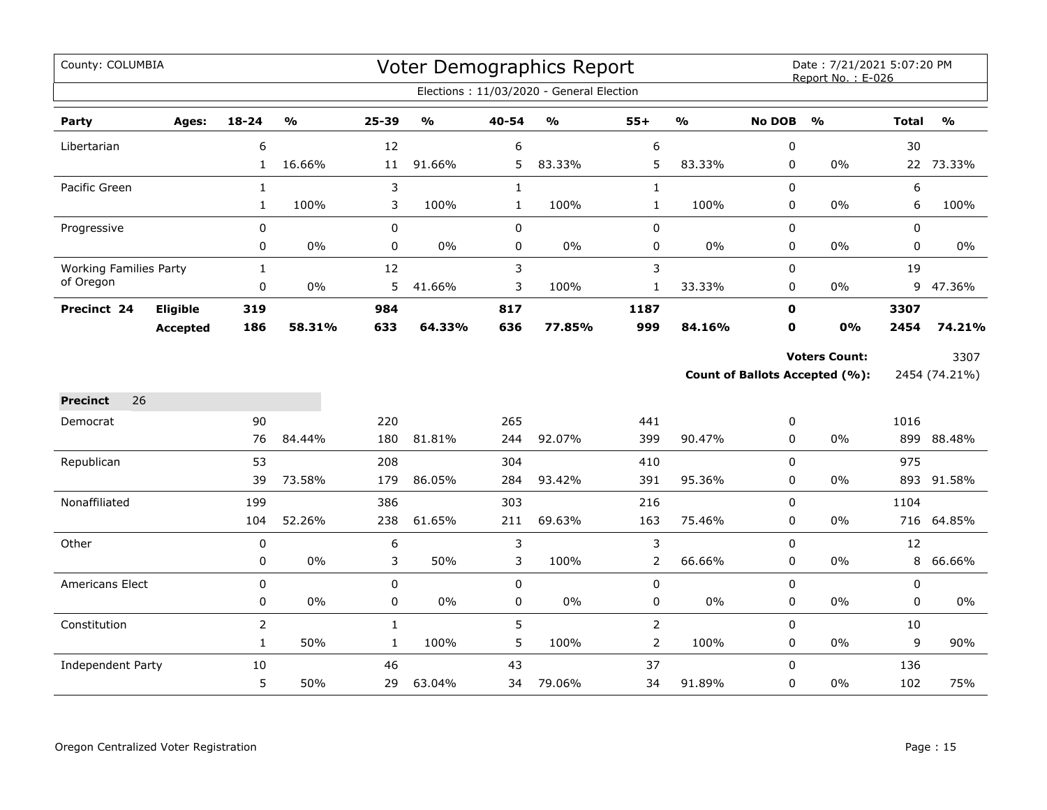County: COLUMBIA

# Voter Demographics Report

Date : 7/21/2021 5:07:20 PM
Report No. : E-026

Elections : 11/03/2020 - General Election

| Party | Ages: | 18-24 | % | 25-39 | % | 40-54 | % | 55+ | % | No DOB | % | Total | % |
|---|---|---|---|---|---|---|---|---|---|---|---|---|---|
| Libertarian | | 6 | | 12 | | 6 | | 6 | | 0 | | 30 | |
| | | 1 | 16.66% | 11 | 91.66% | 5 | 83.33% | 5 | 83.33% | 0 | 0% | 22 | 73.33% |
| Pacific Green | | 1 | | 3 | | 1 | | 1 | | 0 | | 6 | |
| | | 1 | 100% | 3 | 100% | 1 | 100% | 1 | 100% | 0 | 0% | 6 | 100% |
| Progressive | | 0 | | 0 | | 0 | | 0 | | 0 | | 0 | |
| | | 0 | 0% | 0 | 0% | 0 | 0% | 0 | 0% | 0 | 0% | 0 | 0% |
| Working Families Party of Oregon | | 1 | | 12 | | 3 | | 3 | | 0 | | 19 | |
| | | 0 | 0% | 5 | 41.66% | 3 | 100% | 1 | 33.33% | 0 | 0% | 9 | 47.36% |
| **Precinct 24** | **Eligible** | **319** | | **984** | | **817** | | **1187** | | **0** | | **3307** | |
| | **Accepted** | **186** | **58.31%** | **633** | **64.33%** | **636** | **77.85%** | **999** | **84.16%** | **0** | **0%** | **2454** | **74.21%** |

**Voters Count:** 3307

**Count of Ballots Accepted (%):** 2454 (74.21%)

**Precinct** 26

| Party | Ages: | 18-24 | % | 25-39 | % | 40-54 | % | 55+ | % | No DOB | % | Total | % |
|---|---|---|---|---|---|---|---|---|---|---|---|---|---|
| Democrat | | 90 | | 220 | | 265 | | 441 | | 0 | | 1016 | |
| | | 76 | 84.44% | 180 | 81.81% | 244 | 92.07% | 399 | 90.47% | 0 | 0% | 899 | 88.48% |
| Republican | | 53 | | 208 | | 304 | | 410 | | 0 | | 975 | |
| | | 39 | 73.58% | 179 | 86.05% | 284 | 93.42% | 391 | 95.36% | 0 | 0% | 893 | 91.58% |
| Nonaffiliated | | 199 | | 386 | | 303 | | 216 | | 0 | | 1104 | |
| | | 104 | 52.26% | 238 | 61.65% | 211 | 69.63% | 163 | 75.46% | 0 | 0% | 716 | 64.85% |
| Other | | 0 | | 6 | | 3 | | 3 | | 0 | | 12 | |
| | | 0 | 0% | 3 | 50% | 3 | 100% | 2 | 66.66% | 0 | 0% | 8 | 66.66% |
| Americans Elect | | 0 | | 0 | | 0 | | 0 | | 0 | | 0 | |
| | | 0 | 0% | 0 | 0% | 0 | 0% | 0 | 0% | 0 | 0% | 0 | 0% |
| Constitution | | 2 | | 1 | | 5 | | 2 | | 0 | | 10 | |
| | | 1 | 50% | 1 | 100% | 5 | 100% | 2 | 100% | 0 | 0% | 9 | 90% |
| Independent Party | | 10 | | 46 | | 43 | | 37 | | 0 | | 136 | |
| | | 5 | 50% | 29 | 63.04% | 34 | 79.06% | 34 | 91.89% | 0 | 0% | 102 | 75% |

Oregon Centralized Voter Registration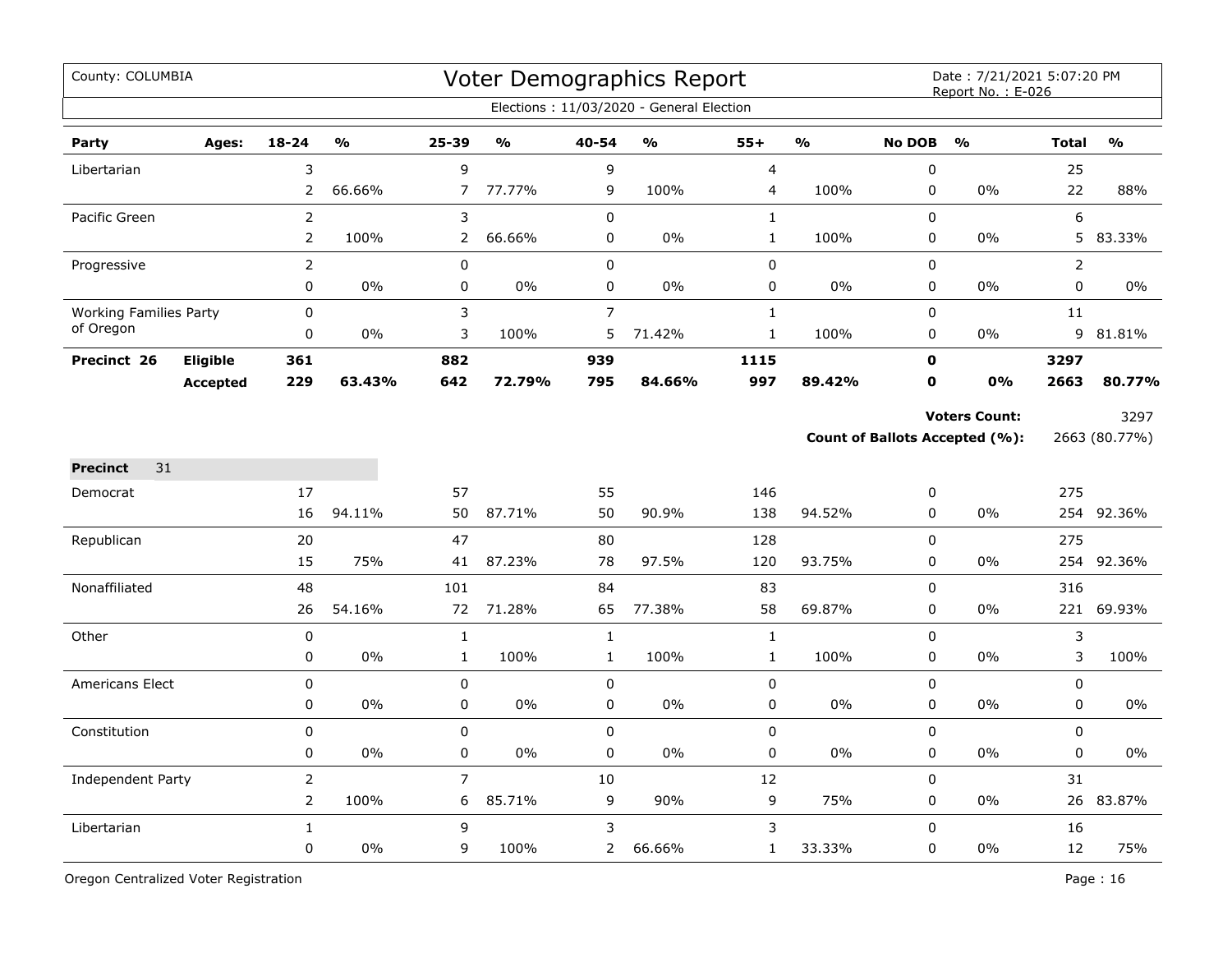County: COLUMBIA

# Voter Demographics Report

Date : 7/21/2021 5:07:20 PM
Report No. : E-026

Elections : 11/03/2020 - General Election

| Party | Ages: | 18-24 | % | 25-39 | % | 40-54 | % | 55+ | % | No DOB | % | Total | % |
|---|---|---|---|---|---|---|---|---|---|---|---|---|---|
| Libertarian | | 3 | | 9 | | 9 | | 4 | | 0 | | 25 | |
| | | 2 | 66.66% | 7 | 77.77% | 9 | 100% | 4 | 100% | 0 | 0% | 22 | 88% |
| Pacific Green | | 2 | | 3 | | 0 | | 1 | | 0 | | 6 | |
| | | 2 | 100% | 2 | 66.66% | 0 | 0% | 1 | 100% | 0 | 0% | 5 | 83.33% |
| Progressive | | 2 | | 0 | | 0 | | 0 | | 0 | | 2 | |
| | | 0 | 0% | 0 | 0% | 0 | 0% | 0 | 0% | 0 | 0% | 0 | 0% |
| Working Families Party of Oregon | | 0 | | 3 | | 7 | | 1 | | 0 | | 11 | |
| | | 0 | 0% | 3 | 100% | 5 | 71.42% | 1 | 100% | 0 | 0% | 9 | 81.81% |
| **Precinct 26** | **Eligible** | **361** | | **882** | | **939** | | **1115** | | **0** | | **3297** | |
| | **Accepted** | **229** | **63.43%** | **642** | **72.79%** | **795** | **84.66%** | **997** | **89.42%** | **0** | **0%** | **2663** | **80.77%** |

**Voters Count:** 3297

**Count of Ballots Accepted (%):** 2663 (80.77%)

**Precinct** 31

| Party | Ages: | 18-24 | % | 25-39 | % | 40-54 | % | 55+ | % | No DOB | % | Total | % |
|---|---|---|---|---|---|---|---|---|---|---|---|---|---|
| Democrat | | 17 | | 57 | | 55 | | 146 | | 0 | | 275 | |
| | | 16 | 94.11% | 50 | 87.71% | 50 | 90.9% | 138 | 94.52% | 0 | 0% | 254 | 92.36% |
| Republican | | 20 | | 47 | | 80 | | 128 | | 0 | | 275 | |
| | | 15 | 75% | 41 | 87.23% | 78 | 97.5% | 120 | 93.75% | 0 | 0% | 254 | 92.36% |
| Nonaffiliated | | 48 | | 101 | | 84 | | 83 | | 0 | | 316 | |
| | | 26 | 54.16% | 72 | 71.28% | 65 | 77.38% | 58 | 69.87% | 0 | 0% | 221 | 69.93% |
| Other | | 0 | | 1 | | 1 | | 1 | | 0 | | 3 | |
| | | 0 | 0% | 1 | 100% | 1 | 100% | 1 | 100% | 0 | 0% | 3 | 100% |
| Americans Elect | | 0 | | 0 | | 0 | | 0 | | 0 | | 0 | |
| | | 0 | 0% | 0 | 0% | 0 | 0% | 0 | 0% | 0 | 0% | 0 | 0% |
| Constitution | | 0 | | 0 | | 0 | | 0 | | 0 | | 0 | |
| | | 0 | 0% | 0 | 0% | 0 | 0% | 0 | 0% | 0 | 0% | 0 | 0% |
| Independent Party | | 2 | | 7 | | 10 | | 12 | | 0 | | 31 | |
| | | 2 | 100% | 6 | 85.71% | 9 | 90% | 9 | 75% | 0 | 0% | 26 | 83.87% |
| Libertarian | | 1 | | 9 | | 3 | | 3 | | 0 | | 16 | |
| | | 0 | 0% | 9 | 100% | 2 | 66.66% | 1 | 33.33% | 0 | 0% | 12 | 75% |

Oregon Centralized Voter Registration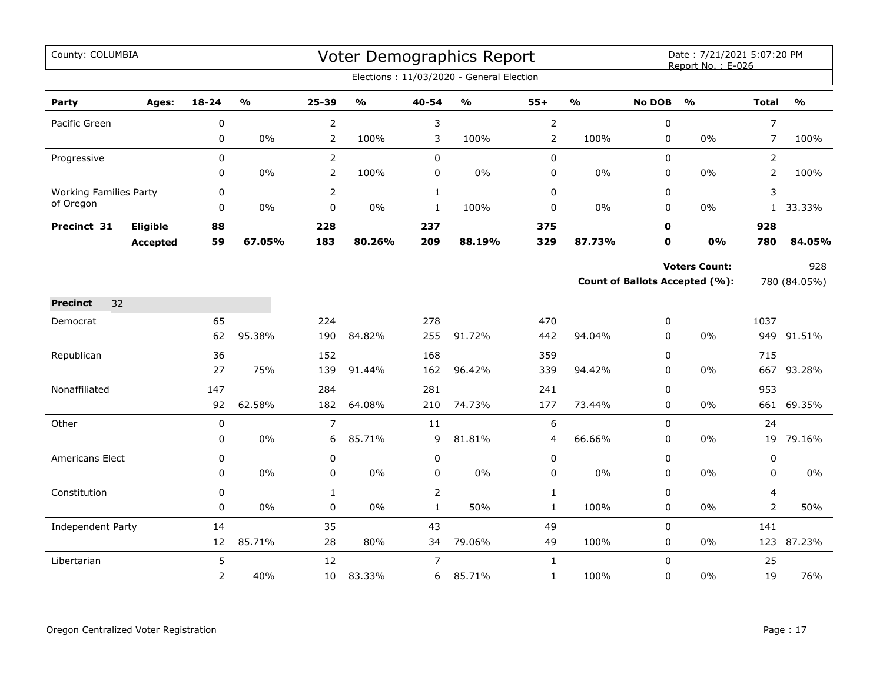County: COLUMBIA

# Voter Demographics Report

Date : 7/21/2021 5:07:20 PM
Report No. : E-026

Elections : 11/03/2020 - General Election

| Party | Ages: | 18-24 | % | 25-39 | % | 40-54 | % | 55+ | % | No DOB | % | Total | % |
|---|---|---|---|---|---|---|---|---|---|---|---|---|---|
| Pacific Green | | 0 | | 2 | | 3 | | 2 | | 0 | | 7 | |
| | | 0 | 0% | 2 | 100% | 3 | 100% | 2 | 100% | 0 | 0% | 7 | 100% |
| Progressive | | 0 | | 2 | | 0 | | 0 | | 0 | | 2 | |
| | | 0 | 0% | 2 | 100% | 0 | 0% | 0 | 0% | 0 | 0% | 2 | 100% |
| Working Families Party of Oregon | | 0 | | 2 | | 1 | | 0 | | 0 | | 3 | |
| | | 0 | 0% | 0 | 0% | 1 | 100% | 0 | 0% | 0 | 0% | 1 | 33.33% |
| **Precinct 31** | **Eligible** | **88** | | **228** | | **237** | | **375** | | **0** | | **928** | |
| | **Accepted** | **59** | **67.05%** | **183** | **80.26%** | **209** | **88.19%** | **329** | **87.73%** | **0** | **0%** | **780** | **84.05%** |

**Voters Count:** 928

**Count of Ballots Accepted (%):** 780 (84.05%)

**Precinct** 32

| Party | Ages: | 18-24 | % | 25-39 | % | 40-54 | % | 55+ | % | No DOB | % | Total | % |
|---|---|---|---|---|---|---|---|---|---|---|---|---|---|
| Democrat | | 65 | | 224 | | 278 | | 470 | | 0 | | 1037 | |
| | | 62 | 95.38% | 190 | 84.82% | 255 | 91.72% | 442 | 94.04% | 0 | 0% | 949 | 91.51% |
| Republican | | 36 | | 152 | | 168 | | 359 | | 0 | | 715 | |
| | | 27 | 75% | 139 | 91.44% | 162 | 96.42% | 339 | 94.42% | 0 | 0% | 667 | 93.28% |
| Nonaffiliated | | 147 | | 284 | | 281 | | 241 | | 0 | | 953 | |
| | | 92 | 62.58% | 182 | 64.08% | 210 | 74.73% | 177 | 73.44% | 0 | 0% | 661 | 69.35% |
| Other | | 0 | | 7 | | 11 | | 6 | | 0 | | 24 | |
| | | 0 | 0% | 6 | 85.71% | 9 | 81.81% | 4 | 66.66% | 0 | 0% | 19 | 79.16% |
| Americans Elect | | 0 | | 0 | | 0 | | 0 | | 0 | | 0 | |
| | | 0 | 0% | 0 | 0% | 0 | 0% | 0 | 0% | 0 | 0% | 0 | 0% |
| Constitution | | 0 | | 1 | | 2 | | 1 | | 0 | | 4 | |
| | | 0 | 0% | 0 | 0% | 1 | 50% | 1 | 100% | 0 | 0% | 2 | 50% |
| Independent Party | | 14 | | 35 | | 43 | | 49 | | 0 | | 141 | |
| | | 12 | 85.71% | 28 | 80% | 34 | 79.06% | 49 | 100% | 0 | 0% | 123 | 87.23% |
| Libertarian | | 5 | | 12 | | 7 | | 1 | | 0 | | 25 | |
| | | 2 | 40% | 10 | 83.33% | 6 | 85.71% | 1 | 100% | 0 | 0% | 19 | 76% |

Oregon Centralized Voter Registration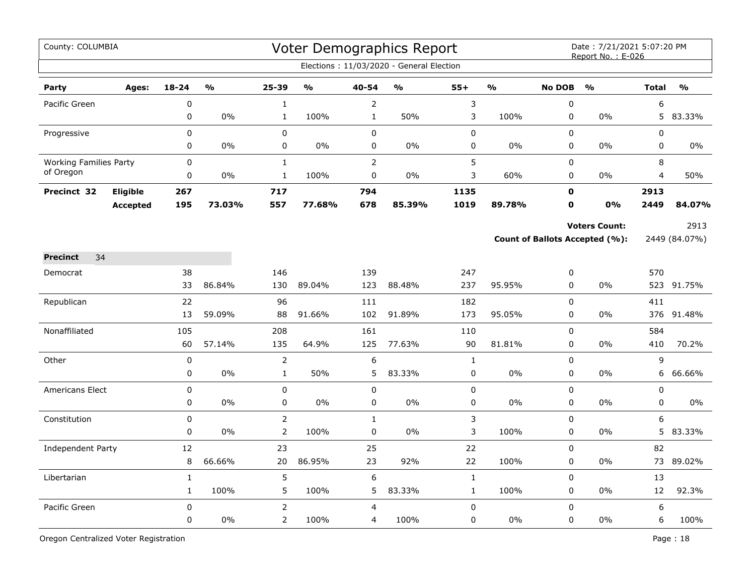County: COLUMBIA

# Voter Demographics Report

Date : 7/21/2021 5:07:20 PM
Report No. : E-026

Elections : 11/03/2020 - General Election

| Party | Ages: | 18-24 | % | 25-39 | % | 40-54 | % | 55+ | % | No DOB | % | Total | % |
|---|---|---|---|---|---|---|---|---|---|---|---|---|---|
| Pacific Green | | 0 | | 1 | | 2 | | 3 | | 0 | | 6 | |
| | | 0 | 0% | 1 | 100% | 1 | 50% | 3 | 100% | 0 | 0% | 5 | 83.33% |
| Progressive | | 0 | | 0 | | 0 | | 0 | | 0 | | 0 | |
| | | 0 | 0% | 0 | 0% | 0 | 0% | 0 | 0% | 0 | 0% | 0 | 0% |
| Working Families Party of Oregon | | 0 | | 1 | | 2 | | 5 | | 0 | | 8 | |
| | | 0 | 0% | 1 | 100% | 0 | 0% | 3 | 60% | 0 | 0% | 4 | 50% |
| **Precinct 32** | **Eligible** | **267** | | **717** | | **794** | | **1135** | | **0** | | **2913** | |
| | **Accepted** | **195** | **73.03%** | **557** | **77.68%** | **678** | **85.39%** | **1019** | **89.78%** | **0** | **0%** | **2449** | **84.07%** |

**Voters Count:** 2913

**Count of Ballots Accepted (%):** 2449 (84.07%)

**Precinct** 34

| Party | 18-24 | % | 25-39 | % | 40-54 | % | 55+ | % | No DOB | % | Total | % |
|---|---|---|---|---|---|---|---|---|---|---|---|---|
| Democrat | 38 | | 146 | | 139 | | 247 | | 0 | | 570 | |
| | 33 | 86.84% | 130 | 89.04% | 123 | 88.48% | 237 | 95.95% | 0 | 0% | 523 | 91.75% |
| Republican | 22 | | 96 | | 111 | | 182 | | 0 | | 411 | |
| | 13 | 59.09% | 88 | 91.66% | 102 | 91.89% | 173 | 95.05% | 0 | 0% | 376 | 91.48% |
| Nonaffiliated | 105 | | 208 | | 161 | | 110 | | 0 | | 584 | |
| | 60 | 57.14% | 135 | 64.9% | 125 | 77.63% | 90 | 81.81% | 0 | 0% | 410 | 70.2% |
| Other | 0 | | 2 | | 6 | | 1 | | 0 | | 9 | |
| | 0 | 0% | 1 | 50% | 5 | 83.33% | 0 | 0% | 0 | 0% | 6 | 66.66% |
| Americans Elect | 0 | | 0 | | 0 | | 0 | | 0 | | 0 | |
| | 0 | 0% | 0 | 0% | 0 | 0% | 0 | 0% | 0 | 0% | 0 | 0% |
| Constitution | 0 | | 2 | | 1 | | 3 | | 0 | | 6 | |
| | 0 | 0% | 2 | 100% | 0 | 0% | 3 | 100% | 0 | 0% | 5 | 83.33% |
| Independent Party | 12 | | 23 | | 25 | | 22 | | 0 | | 82 | |
| | 8 | 66.66% | 20 | 86.95% | 23 | 92% | 22 | 100% | 0 | 0% | 73 | 89.02% |
| Libertarian | 1 | | 5 | | 6 | | 1 | | 0 | | 13 | |
| | 1 | 100% | 5 | 100% | 5 | 83.33% | 1 | 100% | 0 | 0% | 12 | 92.3% |
| Pacific Green | 0 | | 2 | | 4 | | 0 | | 0 | | 6 | |
| | 0 | 0% | 2 | 100% | 4 | 100% | 0 | 0% | 0 | 0% | 6 | 100% |

Oregon Centralized Voter Registration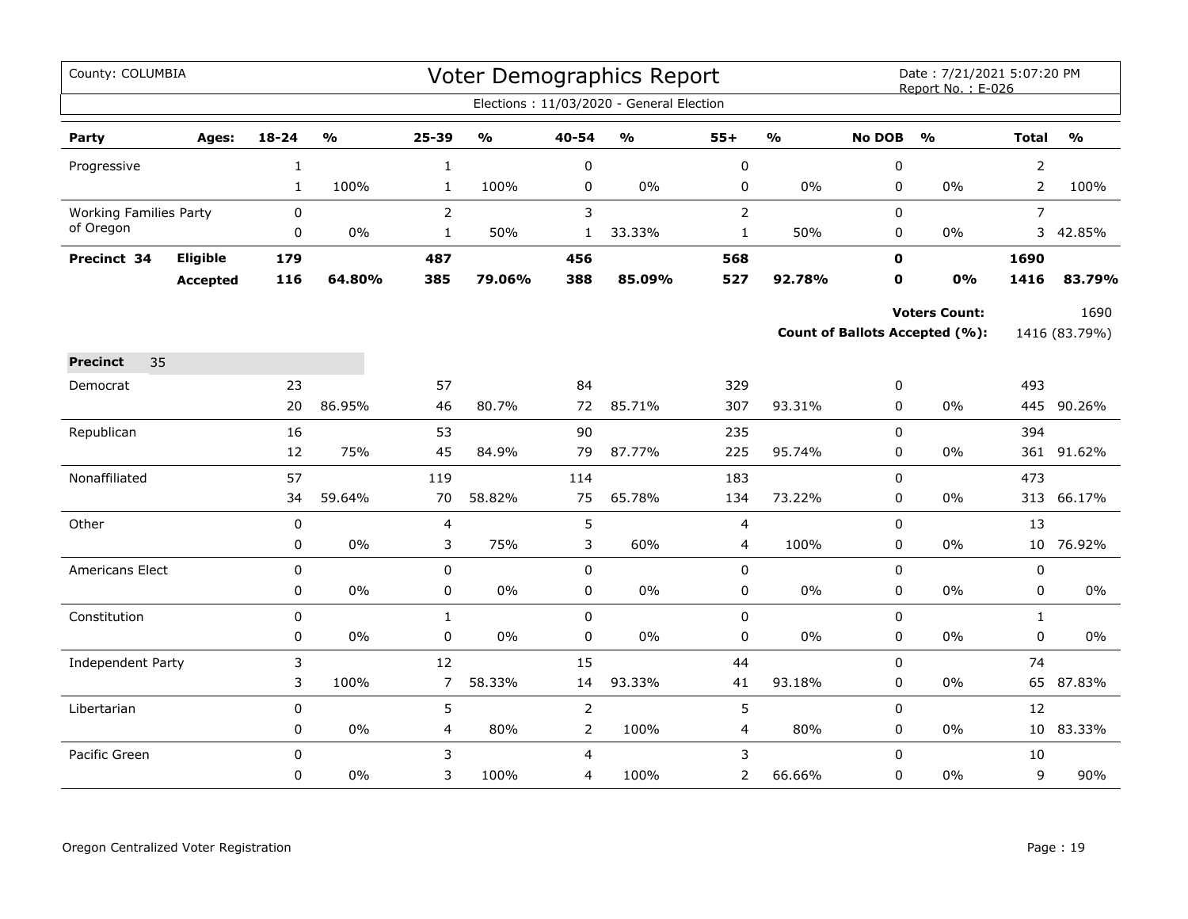County: COLUMBIA

# Voter Demographics Report

Date : 7/21/2021 5:07:20 PM
Report No. : E-026

Elections : 11/03/2020 - General Election

| Party | Ages: | 18-24 | % | 25-39 | % | 40-54 | % | 55+ | % | No DOB | % | Total | % |
|---|---|---|---|---|---|---|---|---|---|---|---|---|---|
| Progressive | | 1 | | 1 | | 0 | | 0 | | 0 | | 2 | |
| | | 1 | 100% | 1 | 100% | 0 | 0% | 0 | 0% | 0 | 0% | 2 | 100% |
| Working Families Party of Oregon | | 0 | | 2 | | 3 | | 2 | | 0 | | 7 | |
| | | 0 | 0% | 1 | 50% | 1 | 33.33% | 1 | 50% | 0 | 0% | 3 | 42.85% |
| **Precinct 34** | **Eligible** | **179** | | **487** | | **456** | | **568** | | **0** | | **1690** | |
| | **Accepted** | **116** | **64.80%** | **385** | **79.06%** | **388** | **85.09%** | **527** | **92.78%** | **0** | **0%** | **1416** | **83.79%** |

**Voters Count:** 1690

**Count of Ballots Accepted (%):** 1416 (83.79%)

**Precinct** 35

| Party | Ages: | 18-24 | % | 25-39 | % | 40-54 | % | 55+ | % | No DOB | % | Total | % |
|---|---|---|---|---|---|---|---|---|---|---|---|---|---|
| Democrat | | 23 | | 57 | | 84 | | 329 | | 0 | | 493 | |
| | | 20 | 86.95% | 46 | 80.7% | 72 | 85.71% | 307 | 93.31% | 0 | 0% | 445 | 90.26% |
| Republican | | 16 | | 53 | | 90 | | 235 | | 0 | | 394 | |
| | | 12 | 75% | 45 | 84.9% | 79 | 87.77% | 225 | 95.74% | 0 | 0% | 361 | 91.62% |
| Nonaffiliated | | 57 | | 119 | | 114 | | 183 | | 0 | | 473 | |
| | | 34 | 59.64% | 70 | 58.82% | 75 | 65.78% | 134 | 73.22% | 0 | 0% | 313 | 66.17% |
| Other | | 0 | | 4 | | 5 | | 4 | | 0 | | 13 | |
| | | 0 | 0% | 3 | 75% | 3 | 60% | 4 | 100% | 0 | 0% | 10 | 76.92% |
| Americans Elect | | 0 | | 0 | | 0 | | 0 | | 0 | | 0 | |
| | | 0 | 0% | 0 | 0% | 0 | 0% | 0 | 0% | 0 | 0% | 0 | 0% |
| Constitution | | 0 | | 1 | | 0 | | 0 | | 0 | | 1 | |
| | | 0 | 0% | 0 | 0% | 0 | 0% | 0 | 0% | 0 | 0% | 0 | 0% |
| Independent Party | | 3 | | 12 | | 15 | | 44 | | 0 | | 74 | |
| | | 3 | 100% | 7 | 58.33% | 14 | 93.33% | 41 | 93.18% | 0 | 0% | 65 | 87.83% |
| Libertarian | | 0 | | 5 | | 2 | | 5 | | 0 | | 12 | |
| | | 0 | 0% | 4 | 80% | 2 | 100% | 4 | 80% | 0 | 0% | 10 | 83.33% |
| Pacific Green | | 0 | | 3 | | 4 | | 3 | | 0 | | 10 | |
| | | 0 | 0% | 3 | 100% | 4 | 100% | 2 | 66.66% | 0 | 0% | 9 | 90% |

Oregon Centralized Voter Registration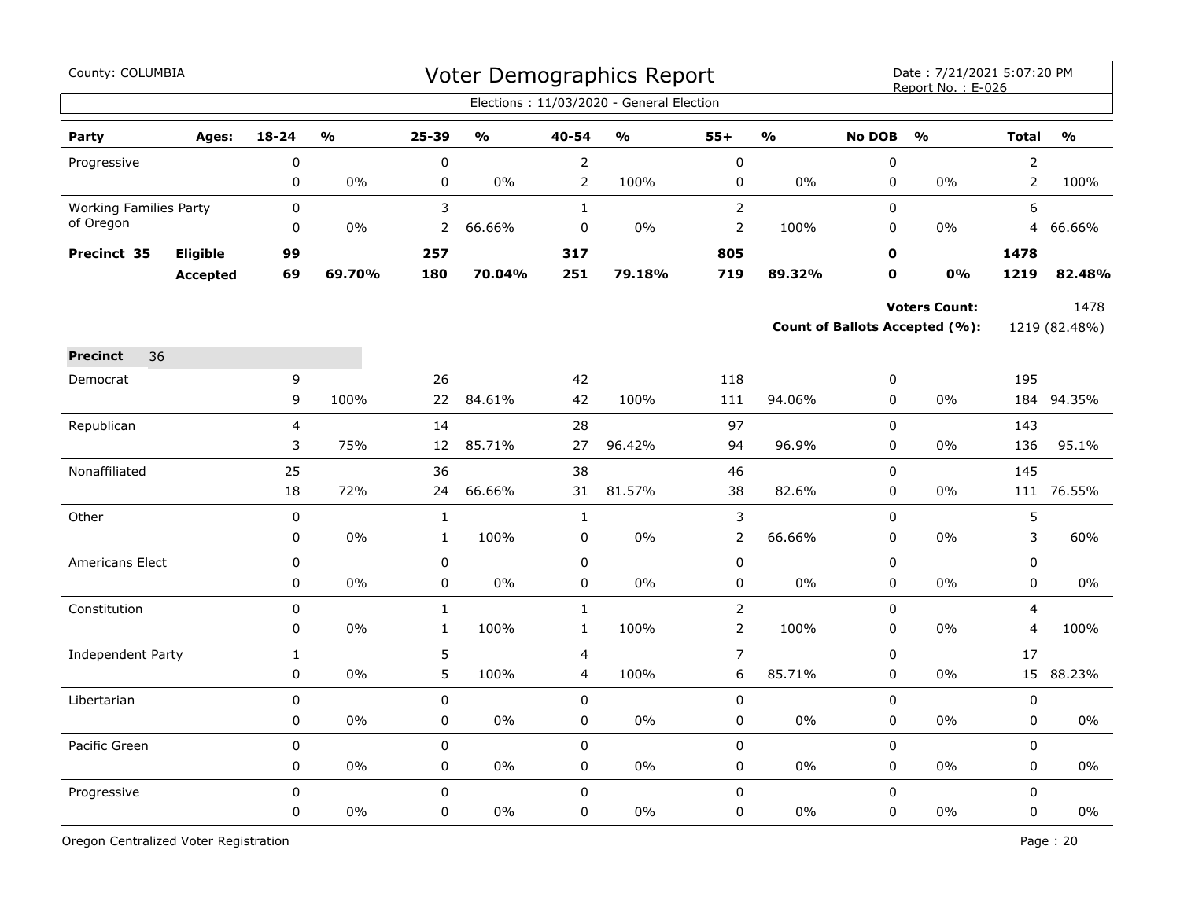County: COLUMBIA

# Voter Demographics Report

Date : 7/21/2021 5:07:20 PM
Report No. : E-026

Elections : 11/03/2020 - General Election

| Party | Ages: | 18-24 | % | 25-39 | % | 40-54 | % | 55+ | % | No DOB | % | Total | % |
|---|---|---|---|---|---|---|---|---|---|---|---|---|---|
| Progressive | | 0 | | 0 | | 2 | | 0 | | 0 | | 2 | |
| | | 0 | 0% | 0 | 0% | 2 | 100% | 0 | 0% | 0 | 0% | 2 | 100% |
| Working Families Party of Oregon | | 0 | | 3 | | 1 | | 2 | | 0 | | 6 | |
| | | 0 | 0% | 2 | 66.66% | 0 | 0% | 2 | 100% | 0 | 0% | 4 | 66.66% |
| **Precinct 35** | **Eligible** | **99** | | **257** | | **317** | | **805** | | **0** | | **1478** | |
| | **Accepted** | **69** | **69.70%** | **180** | **70.04%** | **251** | **79.18%** | **719** | **89.32%** | **0** | **0%** | **1219** | **82.48%** |

**Voters Count:** 1478

**Count of Ballots Accepted (%):** 1219 (82.48%)

**Precinct** 36

| Party | 18-24 | % | 25-39 | % | 40-54 | % | 55+ | % | No DOB | % | Total | % |
|---|---|---|---|---|---|---|---|---|---|---|---|---|
| Democrat | 9 | | 26 | | 42 | | 118 | | 0 | | 195 | |
| | 9 | 100% | 22 | 84.61% | 42 | 100% | 111 | 94.06% | 0 | 0% | 184 | 94.35% |
| Republican | 4 | | 14 | | 28 | | 97 | | 0 | | 143 | |
| | 3 | 75% | 12 | 85.71% | 27 | 96.42% | 94 | 96.9% | 0 | 0% | 136 | 95.1% |
| Nonaffiliated | 25 | | 36 | | 38 | | 46 | | 0 | | 145 | |
| | 18 | 72% | 24 | 66.66% | 31 | 81.57% | 38 | 82.6% | 0 | 0% | 111 | 76.55% |
| Other | 0 | | 1 | | 1 | | 3 | | 0 | | 5 | |
| | 0 | 0% | 1 | 100% | 0 | 0% | 2 | 66.66% | 0 | 0% | 3 | 60% |
| Americans Elect | 0 | | 0 | | 0 | | 0 | | 0 | | 0 | |
| | 0 | 0% | 0 | 0% | 0 | 0% | 0 | 0% | 0 | 0% | 0 | 0% |
| Constitution | 0 | | 1 | | 1 | | 2 | | 0 | | 4 | |
| | 0 | 0% | 1 | 100% | 1 | 100% | 2 | 100% | 0 | 0% | 4 | 100% |
| Independent Party | 1 | | 5 | | 4 | | 7 | | 0 | | 17 | |
| | 0 | 0% | 5 | 100% | 4 | 100% | 6 | 85.71% | 0 | 0% | 15 | 88.23% |
| Libertarian | 0 | | 0 | | 0 | | 0 | | 0 | | 0 | |
| | 0 | 0% | 0 | 0% | 0 | 0% | 0 | 0% | 0 | 0% | 0 | 0% |
| Pacific Green | 0 | | 0 | | 0 | | 0 | | 0 | | 0 | |
| | 0 | 0% | 0 | 0% | 0 | 0% | 0 | 0% | 0 | 0% | 0 | 0% |
| Progressive | 0 | | 0 | | 0 | | 0 | | 0 | | 0 | |
| | 0 | 0% | 0 | 0% | 0 | 0% | 0 | 0% | 0 | 0% | 0 | 0% |

Oregon Centralized Voter Registration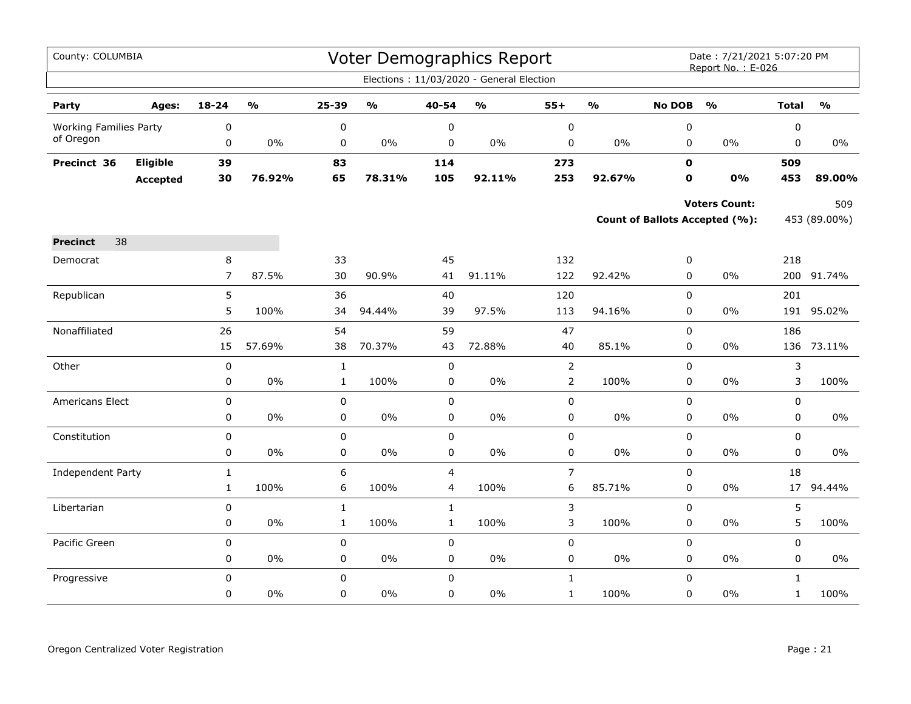# Voter Demographics Report

County: COLUMBIA

Date : 7/21/2021 5:07:20 PM
Report No. : E-026

Elections : 11/03/2020 - General Election

| Party | Ages: | 18-24 | % | 25-39 | % | 40-54 | % | 55+ | % | No DOB | % | Total | % |
|---|---|---|---|---|---|---|---|---|---|---|---|---|---|
| Working Families Party of Oregon | | 0 | | 0 | | 0 | | 0 | | 0 | | 0 | |
| | | 0 | 0% | 0 | 0% | 0 | 0% | 0 | 0% | 0 | 0% | 0 | 0% |
| **Precinct 36** | **Eligible** | **39** | | **83** | | **114** | | **273** | | **0** | | **509** | |
| | **Accepted** | **30** | **76.92%** | **65** | **78.31%** | **105** | **92.11%** | **253** | **92.67%** | **0** | **0%** | **453** | **89.00%** |

**Voters Count:** 509

**Count of Ballots Accepted (%):** 453 (89.00%)

**Precinct** 38

| Party | Ages: | 18-24 | % | 25-39 | % | 40-54 | % | 55+ | % | No DOB | % | Total | % |
|---|---|---|---|---|---|---|---|---|---|---|---|---|---|
| Democrat | | 8 | | 33 | | 45 | | 132 | | 0 | | 218 | |
| | | 7 | 87.5% | 30 | 90.9% | 41 | 91.11% | 122 | 92.42% | 0 | 0% | 200 | 91.74% |
| Republican | | 5 | | 36 | | 40 | | 120 | | 0 | | 201 | |
| | | 5 | 100% | 34 | 94.44% | 39 | 97.5% | 113 | 94.16% | 0 | 0% | 191 | 95.02% |
| Nonaffiliated | | 26 | | 54 | | 59 | | 47 | | 0 | | 186 | |
| | | 15 | 57.69% | 38 | 70.37% | 43 | 72.88% | 40 | 85.1% | 0 | 0% | 136 | 73.11% |
| Other | | 0 | | 1 | | 0 | | 2 | | 0 | | 3 | |
| | | 0 | 0% | 1 | 100% | 0 | 0% | 2 | 100% | 0 | 0% | 3 | 100% |
| Americans Elect | | 0 | | 0 | | 0 | | 0 | | 0 | | 0 | |
| | | 0 | 0% | 0 | 0% | 0 | 0% | 0 | 0% | 0 | 0% | 0 | 0% |
| Constitution | | 0 | | 0 | | 0 | | 0 | | 0 | | 0 | |
| | | 0 | 0% | 0 | 0% | 0 | 0% | 0 | 0% | 0 | 0% | 0 | 0% |
| Independent Party | | 1 | | 6 | | 4 | | 7 | | 0 | | 18 | |
| | | 1 | 100% | 6 | 100% | 4 | 100% | 6 | 85.71% | 0 | 0% | 17 | 94.44% |
| Libertarian | | 0 | | 1 | | 1 | | 3 | | 0 | | 5 | |
| | | 0 | 0% | 1 | 100% | 1 | 100% | 3 | 100% | 0 | 0% | 5 | 100% |
| Pacific Green | | 0 | | 0 | | 0 | | 0 | | 0 | | 0 | |
| | | 0 | 0% | 0 | 0% | 0 | 0% | 0 | 0% | 0 | 0% | 0 | 0% |
| Progressive | | 0 | | 0 | | 0 | | 1 | | 0 | | 1 | |
| | | 0 | 0% | 0 | 0% | 0 | 0% | 1 | 100% | 0 | 0% | 1 | 100% |

Oregon Centralized Voter Registration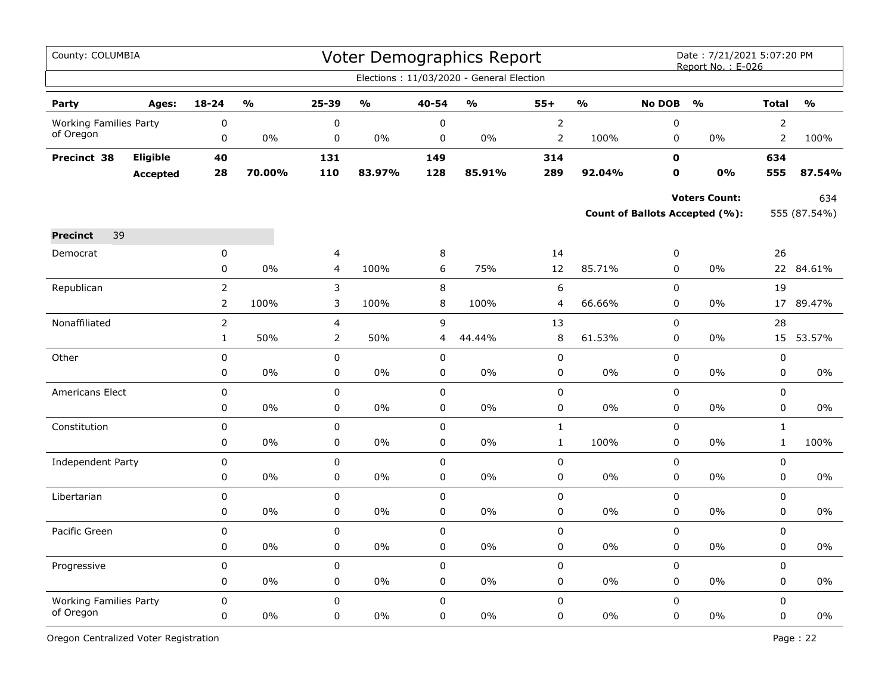County: COLUMBIA

# Voter Demographics Report

Date : 7/21/2021 5:07:20 PM
Report No. : E-026

Elections : 11/03/2020 - General Election

| Party | Ages: | 18-24 | % | 25-39 | % | 40-54 | % | 55+ | % | No DOB | % | Total | % |
|---|---|---|---|---|---|---|---|---|---|---|---|---|---|
| Working Families Party of Oregon | | 0 | | 0 | | 0 | | 2 | | 0 | | 2 | |
| | | 0 | 0% | 0 | 0% | 0 | 0% | 2 | 100% | 0 | 0% | 2 | 100% |
| **Precinct 38** | **Eligible** | **40** | | **131** | | **149** | | **314** | | **0** | | **634** | |
| | **Accepted** | **28** | **70.00%** | **110** | **83.97%** | **128** | **85.91%** | **289** | **92.04%** | **0** | **0%** | **555** | **87.54%** |

**Voters Count:** 634

**Count of Ballots Accepted (%):** 555 (87.54%)

**Precinct** 39

| Party | Ages: | 18-24 | % | 25-39 | % | 40-54 | % | 55+ | % | No DOB | % | Total | % |
|---|---|---|---|---|---|---|---|---|---|---|---|---|---|
| Democrat | | 0 | | 4 | | 8 | | 14 | | 0 | | 26 | |
| | | 0 | 0% | 4 | 100% | 6 | 75% | 12 | 85.71% | 0 | 0% | 22 | 84.61% |
| Republican | | 2 | | 3 | | 8 | | 6 | | 0 | | 19 | |
| | | 2 | 100% | 3 | 100% | 8 | 100% | 4 | 66.66% | 0 | 0% | 17 | 89.47% |
| Nonaffiliated | | 2 | | 4 | | 9 | | 13 | | 0 | | 28 | |
| | | 1 | 50% | 2 | 50% | 4 | 44.44% | 8 | 61.53% | 0 | 0% | 15 | 53.57% |
| Other | | 0 | | 0 | | 0 | | 0 | | 0 | | 0 | |
| | | 0 | 0% | 0 | 0% | 0 | 0% | 0 | 0% | 0 | 0% | 0 | 0% |
| Americans Elect | | 0 | | 0 | | 0 | | 0 | | 0 | | 0 | |
| | | 0 | 0% | 0 | 0% | 0 | 0% | 0 | 0% | 0 | 0% | 0 | 0% |
| Constitution | | 0 | | 0 | | 0 | | 1 | | 0 | | 1 | |
| | | 0 | 0% | 0 | 0% | 0 | 0% | 1 | 100% | 0 | 0% | 1 | 100% |
| Independent Party | | 0 | | 0 | | 0 | | 0 | | 0 | | 0 | |
| | | 0 | 0% | 0 | 0% | 0 | 0% | 0 | 0% | 0 | 0% | 0 | 0% |
| Libertarian | | 0 | | 0 | | 0 | | 0 | | 0 | | 0 | |
| | | 0 | 0% | 0 | 0% | 0 | 0% | 0 | 0% | 0 | 0% | 0 | 0% |
| Pacific Green | | 0 | | 0 | | 0 | | 0 | | 0 | | 0 | |
| | | 0 | 0% | 0 | 0% | 0 | 0% | 0 | 0% | 0 | 0% | 0 | 0% |
| Progressive | | 0 | | 0 | | 0 | | 0 | | 0 | | 0 | |
| | | 0 | 0% | 0 | 0% | 0 | 0% | 0 | 0% | 0 | 0% | 0 | 0% |
| Working Families Party of Oregon | | 0 | | 0 | | 0 | | 0 | | 0 | | 0 | |
| | | 0 | 0% | 0 | 0% | 0 | 0% | 0 | 0% | 0 | 0% | 0 | 0% |

Oregon Centralized Voter Registration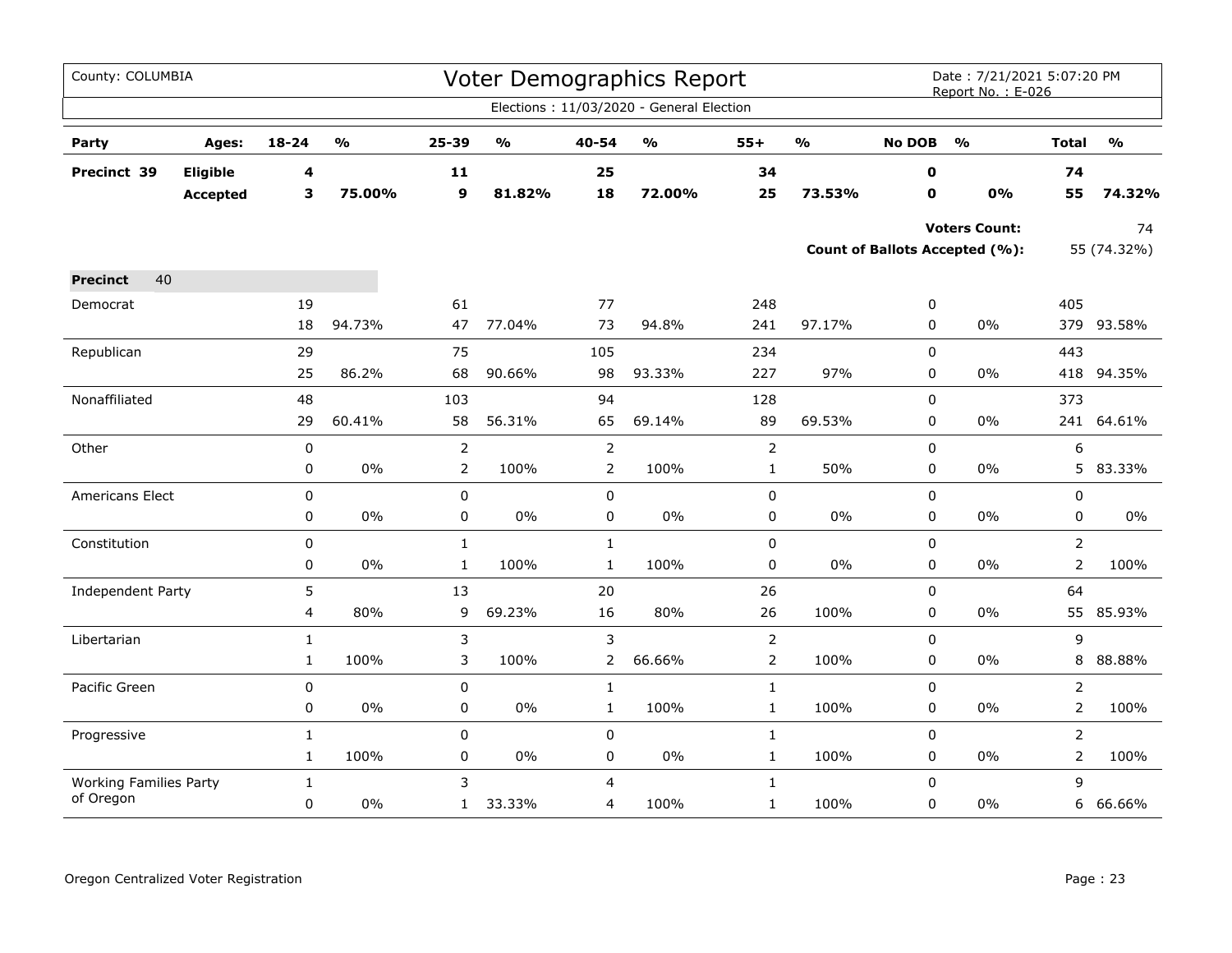County: COLUMBIA

# Voter Demographics Report

Date : 7/21/2021 5:07:20 PM
Report No. : E-026

Elections : 11/03/2020 - General Election

| Party | Ages: | 18-24 | % | 25-39 | % | 40-54 | % | 55+ | % | No DOB | % | Total | % |
|---|---|---|---|---|---|---|---|---|---|---|---|---|---|
| **Precinct 39** | **Eligible** | **4** | | **11** | | **25** | | **34** | | **0** | | **74** | |
| | **Accepted** | **3** | **75.00%** | **9** | **81.82%** | **18** | **72.00%** | **25** | **73.53%** | **0** | **0%** | **55** | **74.32%** |

**Voters Count:** 74

**Count of Ballots Accepted (%):** 55 (74.32%)

**Precinct** 40

| Party | 18-24 | % | 25-39 | % | 40-54 | % | 55+ | % | No DOB | % | Total | % |
|---|---|---|---|---|---|---|---|---|---|---|---|---|
| Democrat | 19 | | 61 | | 77 | | 248 | | 0 | | 405 | |
| | 18 | 94.73% | 47 | 77.04% | 73 | 94.8% | 241 | 97.17% | 0 | 0% | 379 | 93.58% |
| Republican | 29 | | 75 | | 105 | | 234 | | 0 | | 443 | |
| | 25 | 86.2% | 68 | 90.66% | 98 | 93.33% | 227 | 97% | 0 | 0% | 418 | 94.35% |
| Nonaffiliated | 48 | | 103 | | 94 | | 128 | | 0 | | 373 | |
| | 29 | 60.41% | 58 | 56.31% | 65 | 69.14% | 89 | 69.53% | 0 | 0% | 241 | 64.61% |
| Other | 0 | | 2 | | 2 | | 2 | | 0 | | 6 | |
| | 0 | 0% | 2 | 100% | 2 | 100% | 1 | 50% | 0 | 0% | 5 | 83.33% |
| Americans Elect | 0 | | 0 | | 0 | | 0 | | 0 | | 0 | |
| | 0 | 0% | 0 | 0% | 0 | 0% | 0 | 0% | 0 | 0% | 0 | 0% |
| Constitution | 0 | | 1 | | 1 | | 0 | | 0 | | 2 | |
| | 0 | 0% | 1 | 100% | 1 | 100% | 0 | 0% | 0 | 0% | 2 | 100% |
| Independent Party | 5 | | 13 | | 20 | | 26 | | 0 | | 64 | |
| | 4 | 80% | 9 | 69.23% | 16 | 80% | 26 | 100% | 0 | 0% | 55 | 85.93% |
| Libertarian | 1 | | 3 | | 3 | | 2 | | 0 | | 9 | |
| | 1 | 100% | 3 | 100% | 2 | 66.66% | 2 | 100% | 0 | 0% | 8 | 88.88% |
| Pacific Green | 0 | | 0 | | 1 | | 1 | | 0 | | 2 | |
| | 0 | 0% | 0 | 0% | 1 | 100% | 1 | 100% | 0 | 0% | 2 | 100% |
| Progressive | 1 | | 0 | | 0 | | 1 | | 0 | | 2 | |
| | 1 | 100% | 0 | 0% | 0 | 0% | 1 | 100% | 0 | 0% | 2 | 100% |
| Working Families Party of Oregon | 1 | | 3 | | 4 | | 1 | | 0 | | 9 | |
| | 0 | 0% | 1 | 33.33% | 4 | 100% | 1 | 100% | 0 | 0% | 6 | 66.66% |

Oregon Centralized Voter Registration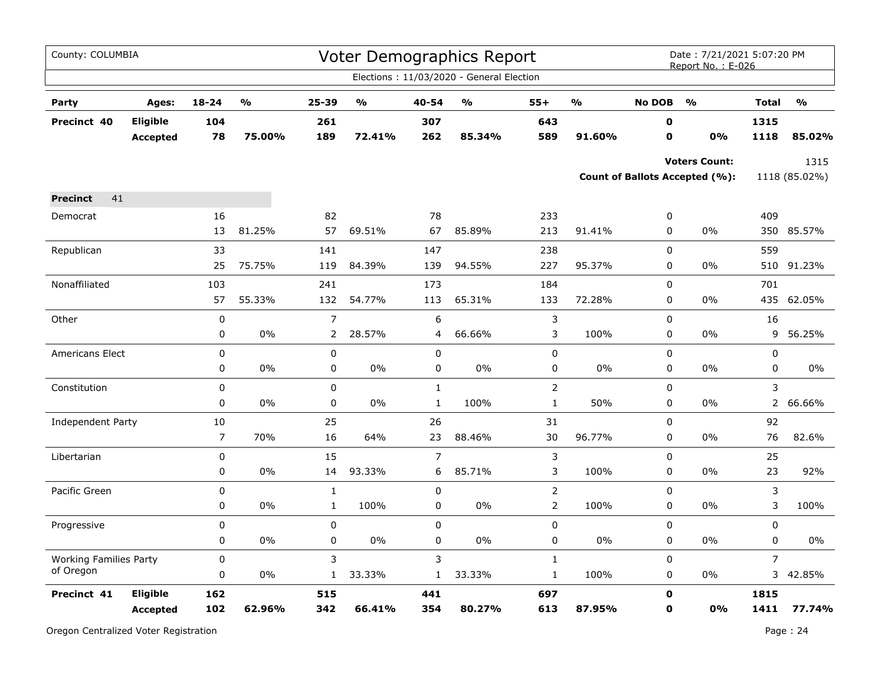County: COLUMBIA

# Voter Demographics Report

Date : 7/21/2021 5:07:20 PM
Report No. : E-026

Elections : 11/03/2020 - General Election

| Party | Ages: | 18-24 | % | 25-39 | % | 40-54 | % | 55+ | % | No DOB | % | Total | % |
|---|---|---|---|---|---|---|---|---|---|---|---|---|---|
| **Precinct 40** | **Eligible** | **104** | | **261** | | **307** | | **643** | | **0** | | **1315** | |
| | **Accepted** | **78** | **75.00%** | **189** | **72.41%** | **262** | **85.34%** | **589** | **91.60%** | **0** | **0%** | **1118** | **85.02%** |

**Voters Count:** 1315

**Count of Ballots Accepted (%):** 1118 (85.02%)

| Party | Ages: | 18-24 | % | 25-39 | % | 40-54 | % | 55+ | % | No DOB | % | Total | % |
|---|---|---|---|---|---|---|---|---|---|---|---|---|---|
| **Precinct** 41 | | | | | | | | | | | | | |
| Democrat | | 16 | | 82 | | 78 | | 233 | | 0 | | 409 | |
| | | 13 | 81.25% | 57 | 69.51% | 67 | 85.89% | 213 | 91.41% | 0 | 0% | 350 | 85.57% |
| Republican | | 33 | | 141 | | 147 | | 238 | | 0 | | 559 | |
| | | 25 | 75.75% | 119 | 84.39% | 139 | 94.55% | 227 | 95.37% | 0 | 0% | 510 | 91.23% |
| Nonaffiliated | | 103 | | 241 | | 173 | | 184 | | 0 | | 701 | |
| | | 57 | 55.33% | 132 | 54.77% | 113 | 65.31% | 133 | 72.28% | 0 | 0% | 435 | 62.05% |
| Other | | 0 | | 7 | | 6 | | 3 | | 0 | | 16 | |
| | | 0 | 0% | 2 | 28.57% | 4 | 66.66% | 3 | 100% | 0 | 0% | 9 | 56.25% |
| Americans Elect | | 0 | | 0 | | 0 | | 0 | | 0 | | 0 | |
| | | 0 | 0% | 0 | 0% | 0 | 0% | 0 | 0% | 0 | 0% | 0 | 0% |
| Constitution | | 0 | | 0 | | 1 | | 2 | | 0 | | 3 | |
| | | 0 | 0% | 0 | 0% | 1 | 100% | 1 | 50% | 0 | 0% | 2 | 66.66% |
| Independent Party | | 10 | | 25 | | 26 | | 31 | | 0 | | 92 | |
| | | 7 | 70% | 16 | 64% | 23 | 88.46% | 30 | 96.77% | 0 | 0% | 76 | 82.6% |
| Libertarian | | 0 | | 15 | | 7 | | 3 | | 0 | | 25 | |
| | | 0 | 0% | 14 | 93.33% | 6 | 85.71% | 3 | 100% | 0 | 0% | 23 | 92% |
| Pacific Green | | 0 | | 1 | | 0 | | 2 | | 0 | | 3 | |
| | | 0 | 0% | 1 | 100% | 0 | 0% | 2 | 100% | 0 | 0% | 3 | 100% |
| Progressive | | 0 | | 0 | | 0 | | 0 | | 0 | | 0 | |
| | | 0 | 0% | 0 | 0% | 0 | 0% | 0 | 0% | 0 | 0% | 0 | 0% |
| Working Families Party of Oregon | | 0 | | 3 | | 3 | | 1 | | 0 | | 7 | |
| | | 0 | 0% | 1 | 33.33% | 1 | 33.33% | 1 | 100% | 0 | 0% | 3 | 42.85% |
| **Precinct 41** | **Eligible** | **162** | | **515** | | **441** | | **697** | | **0** | | **1815** | |
| | **Accepted** | **102** | **62.96%** | **342** | **66.41%** | **354** | **80.27%** | **613** | **87.95%** | **0** | **0%** | **1411** | **77.74%** |

Oregon Centralized Voter Registration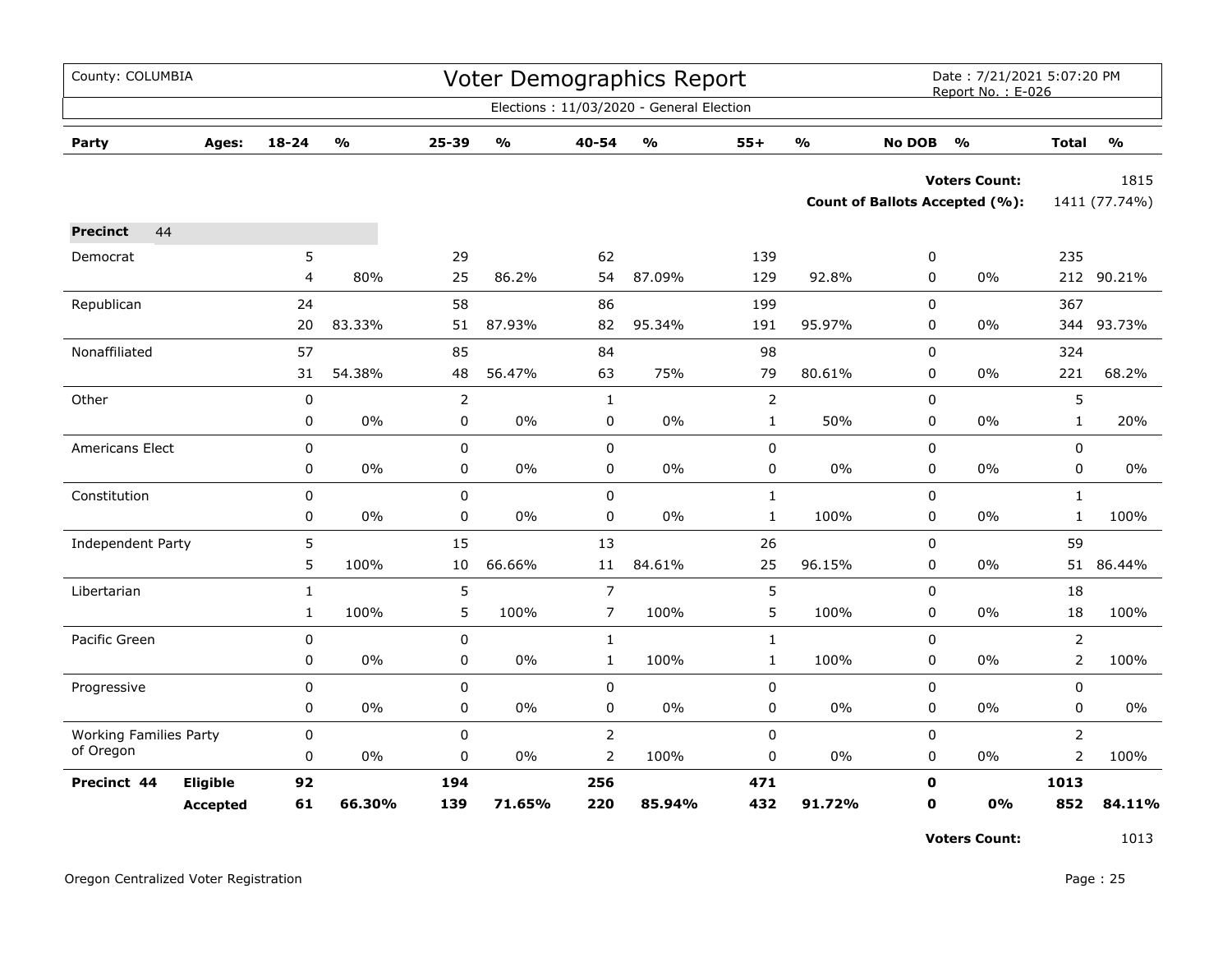County: COLUMBIA

# Voter Demographics Report

Date : 7/21/2021 5:07:20 PM
Report No. : E-026

Elections : 11/03/2020 - General Election

| Party | Ages: | 18-24 | % | 25-39 | % | 40-54 | % | 55+ | % | No DOB | % | Total | % |
|---|---|---|---|---|---|---|---|---|---|---|---|---|---|
| | | | | | | | | | | | **Voters Count:** | | 1815 |
| | | | | | | | | | | | **Count of Ballots Accepted (%):** | | 1411 (77.74%) |
| **Precinct** 44 | | | | | | | | | | | | | |
| Democrat | | 5 | | 29 | | 62 | | 139 | | 0 | | 235 | |
| | | 4 | 80% | 25 | 86.2% | 54 | 87.09% | 129 | 92.8% | 0 | 0% | 212 | 90.21% |
| Republican | | 24 | | 58 | | 86 | | 199 | | 0 | | 367 | |
| | | 20 | 83.33% | 51 | 87.93% | 82 | 95.34% | 191 | 95.97% | 0 | 0% | 344 | 93.73% |
| Nonaffiliated | | 57 | | 85 | | 84 | | 98 | | 0 | | 324 | |
| | | 31 | 54.38% | 48 | 56.47% | 63 | 75% | 79 | 80.61% | 0 | 0% | 221 | 68.2% |
| Other | | 0 | | 2 | | 1 | | 2 | | 0 | | 5 | |
| | | 0 | 0% | 0 | 0% | 0 | 0% | 1 | 50% | 0 | 0% | 1 | 20% |
| Americans Elect | | 0 | | 0 | | 0 | | 0 | | 0 | | 0 | |
| | | 0 | 0% | 0 | 0% | 0 | 0% | 0 | 0% | 0 | 0% | 0 | 0% |
| Constitution | | 0 | | 0 | | 0 | | 1 | | 0 | | 1 | |
| | | 0 | 0% | 0 | 0% | 0 | 0% | 1 | 100% | 0 | 0% | 1 | 100% |
| Independent Party | | 5 | | 15 | | 13 | | 26 | | 0 | | 59 | |
| | | 5 | 100% | 10 | 66.66% | 11 | 84.61% | 25 | 96.15% | 0 | 0% | 51 | 86.44% |
| Libertarian | | 1 | | 5 | | 7 | | 5 | | 0 | | 18 | |
| | | 1 | 100% | 5 | 100% | 7 | 100% | 5 | 100% | 0 | 0% | 18 | 100% |
| Pacific Green | | 0 | | 0 | | 1 | | 1 | | 0 | | 2 | |
| | | 0 | 0% | 0 | 0% | 1 | 100% | 1 | 100% | 0 | 0% | 2 | 100% |
| Progressive | | 0 | | 0 | | 0 | | 0 | | 0 | | 0 | |
| | | 0 | 0% | 0 | 0% | 0 | 0% | 0 | 0% | 0 | 0% | 0 | 0% |
| Working Families Party of Oregon | | 0 | | 0 | | 2 | | 0 | | 0 | | 2 | |
| | | 0 | 0% | 0 | 0% | 2 | 100% | 0 | 0% | 0 | 0% | 2 | 100% |
| **Precinct 44** | **Eligible** | **92** | | **194** | | **256** | | **471** | | **0** | | **1013** | |
| | **Accepted** | **61** | **66.30%** | **139** | **71.65%** | **220** | **85.94%** | **432** | **91.72%** | **0** | **0%** | **852** | **84.11%** |

**Voters Count:** 1013

Oregon Centralized Voter Registration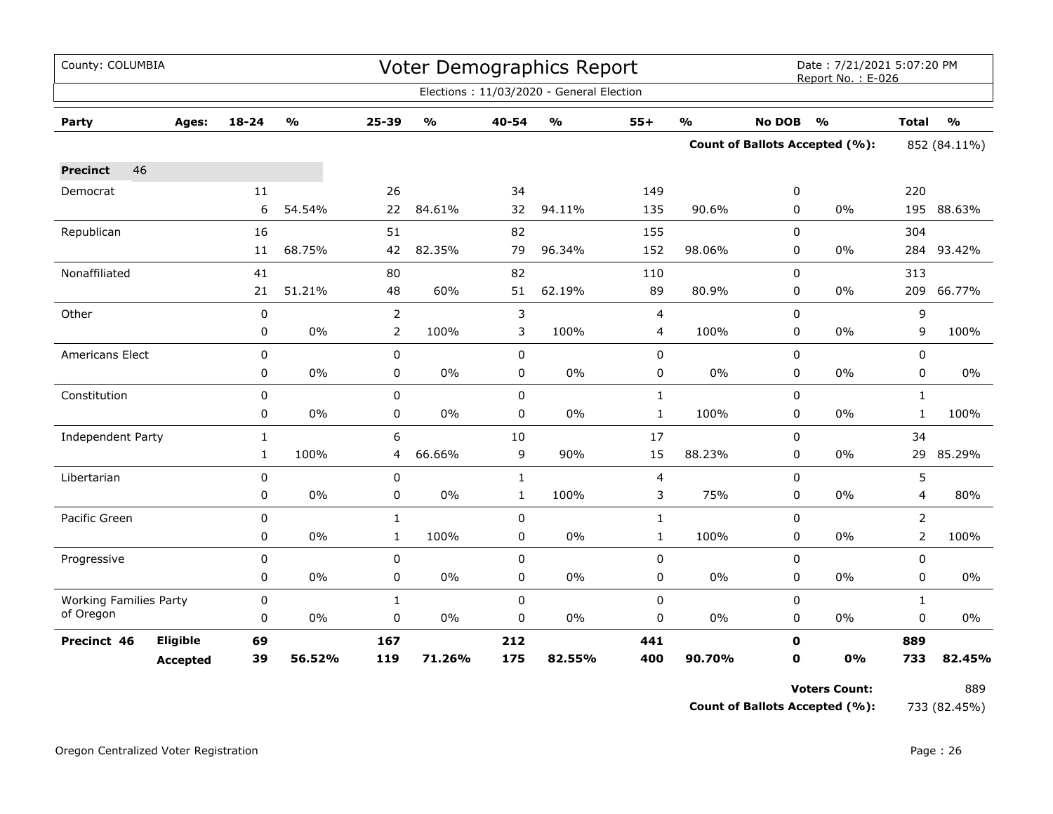County: COLUMBIA

# Voter Demographics Report

Date : 7/21/2021 5:07:20 PM
Report No. : E-026

Elections : 11/03/2020 - General Election

| Party | Ages: | 18-24 | % | 25-39 | % | 40-54 | % | 55+ | % | No DOB | % | Total | % |
|---|---|---|---|---|---|---|---|---|---|---|---|---|---|
| | | | | | | | | | | **Count of Ballots Accepted (%):** | | 852 (84.11%) | |
| **Precinct** 46 | | | | | | | | | | | | | |
| Democrat | | 11 | | 26 | | 34 | | 149 | | 0 | | 220 | |
| | | 6 | 54.54% | 22 | 84.61% | 32 | 94.11% | 135 | 90.6% | 0 | 0% | 195 | 88.63% |
| Republican | | 16 | | 51 | | 82 | | 155 | | 0 | | 304 | |
| | | 11 | 68.75% | 42 | 82.35% | 79 | 96.34% | 152 | 98.06% | 0 | 0% | 284 | 93.42% |
| Nonaffiliated | | 41 | | 80 | | 82 | | 110 | | 0 | | 313 | |
| | | 21 | 51.21% | 48 | 60% | 51 | 62.19% | 89 | 80.9% | 0 | 0% | 209 | 66.77% |
| Other | | 0 | | 2 | | 3 | | 4 | | 0 | | 9 | |
| | | 0 | 0% | 2 | 100% | 3 | 100% | 4 | 100% | 0 | 0% | 9 | 100% |
| Americans Elect | | 0 | | 0 | | 0 | | 0 | | 0 | | 0 | |
| | | 0 | 0% | 0 | 0% | 0 | 0% | 0 | 0% | 0 | 0% | 0 | 0% |
| Constitution | | 0 | | 0 | | 0 | | 1 | | 0 | | 1 | |
| | | 0 | 0% | 0 | 0% | 0 | 0% | 1 | 100% | 0 | 0% | 1 | 100% |
| Independent Party | | 1 | | 6 | | 10 | | 17 | | 0 | | 34 | |
| | | 1 | 100% | 4 | 66.66% | 9 | 90% | 15 | 88.23% | 0 | 0% | 29 | 85.29% |
| Libertarian | | 0 | | 0 | | 1 | | 4 | | 0 | | 5 | |
| | | 0 | 0% | 0 | 0% | 1 | 100% | 3 | 75% | 0 | 0% | 4 | 80% |
| Pacific Green | | 0 | | 1 | | 0 | | 1 | | 0 | | 2 | |
| | | 0 | 0% | 1 | 100% | 0 | 0% | 1 | 100% | 0 | 0% | 2 | 100% |
| Progressive | | 0 | | 0 | | 0 | | 0 | | 0 | | 0 | |
| | | 0 | 0% | 0 | 0% | 0 | 0% | 0 | 0% | 0 | 0% | 0 | 0% |
| Working Families Party of Oregon | | 0 | | 1 | | 0 | | 0 | | 0 | | 1 | |
| | | 0 | 0% | 0 | 0% | 0 | 0% | 0 | 0% | 0 | 0% | 0 | 0% |
| **Precinct 46** | **Eligible** | **69** | | **167** | | **212** | | **441** | | **0** | | **889** | |
| | **Accepted** | **39** | **56.52%** | **119** | **71.26%** | **175** | **82.55%** | **400** | **90.70%** | **0** | **0%** | **733** | **82.45%** |

**Voters Count:** 889

**Count of Ballots Accepted (%):** 733 (82.45%)

Oregon Centralized Voter Registration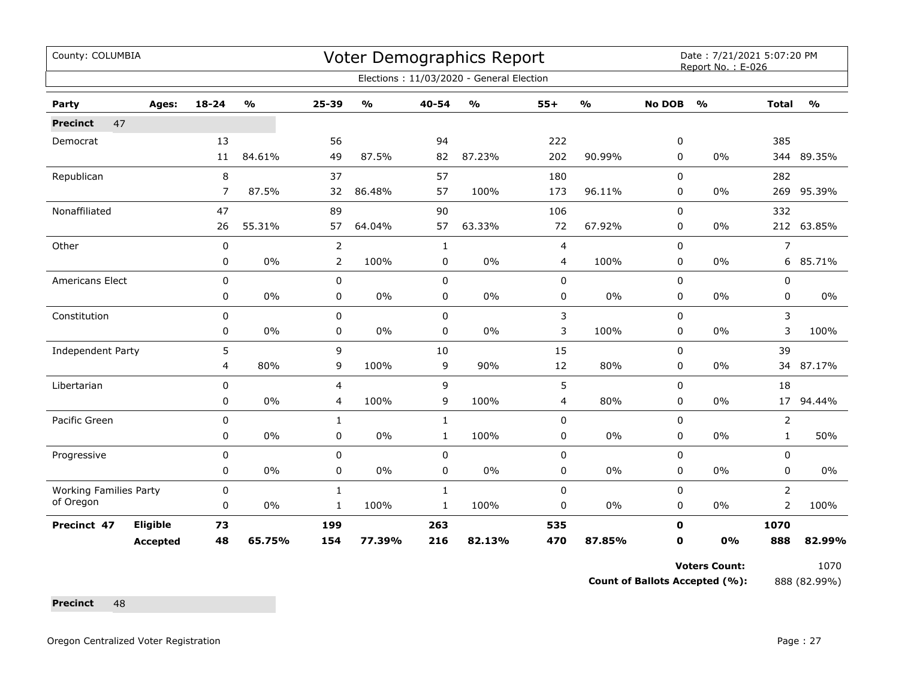County: COLUMBIA

# Voter Demographics Report

Date : 7/21/2021 5:07:20 PM
Report No. : E-026

Elections : 11/03/2020 - General Election

| Party | Ages: | 18-24 | % | 25-39 | % | 40-54 | % | 55+ | % | No DOB | % | Total | % |
|---|---|---|---|---|---|---|---|---|---|---|---|---|---|
| **Precinct** 47 | | | | | | | | | | | | | |
| Democrat | | 13 | | 56 | | 94 | | 222 | | 0 | | 385 | |
| | | 11 | 84.61% | 49 | 87.5% | 82 | 87.23% | 202 | 90.99% | 0 | 0% | 344 | 89.35% |
| Republican | | 8 | | 37 | | 57 | | 180 | | 0 | | 282 | |
| | | 7 | 87.5% | 32 | 86.48% | 57 | 100% | 173 | 96.11% | 0 | 0% | 269 | 95.39% |
| Nonaffiliated | | 47 | | 89 | | 90 | | 106 | | 0 | | 332 | |
| | | 26 | 55.31% | 57 | 64.04% | 57 | 63.33% | 72 | 67.92% | 0 | 0% | 212 | 63.85% |
| Other | | 0 | | 2 | | 1 | | 4 | | 0 | | 7 | |
| | | 0 | 0% | 2 | 100% | 0 | 0% | 4 | 100% | 0 | 0% | 6 | 85.71% |
| Americans Elect | | 0 | | 0 | | 0 | | 0 | | 0 | | 0 | |
| | | 0 | 0% | 0 | 0% | 0 | 0% | 0 | 0% | 0 | 0% | 0 | 0% |
| Constitution | | 0 | | 0 | | 0 | | 3 | | 0 | | 3 | |
| | | 0 | 0% | 0 | 0% | 0 | 0% | 3 | 100% | 0 | 0% | 3 | 100% |
| Independent Party | | 5 | | 9 | | 10 | | 15 | | 0 | | 39 | |
| | | 4 | 80% | 9 | 100% | 9 | 90% | 12 | 80% | 0 | 0% | 34 | 87.17% |
| Libertarian | | 0 | | 4 | | 9 | | 5 | | 0 | | 18 | |
| | | 0 | 0% | 4 | 100% | 9 | 100% | 4 | 80% | 0 | 0% | 17 | 94.44% |
| Pacific Green | | 0 | | 1 | | 1 | | 0 | | 0 | | 2 | |
| | | 0 | 0% | 0 | 0% | 1 | 100% | 0 | 0% | 0 | 0% | 1 | 50% |
| Progressive | | 0 | | 0 | | 0 | | 0 | | 0 | | 0 | |
| | | 0 | 0% | 0 | 0% | 0 | 0% | 0 | 0% | 0 | 0% | 0 | 0% |
| Working Families Party of Oregon | | 0 | | 1 | | 1 | | 0 | | 0 | | 2 | |
| | | 0 | 0% | 1 | 100% | 1 | 100% | 0 | 0% | 0 | 0% | 2 | 100% |
| **Precinct 47** | **Eligible** | **73** | | **199** | | **263** | | **535** | | **0** | | **1070** | |
| | **Accepted** | **48** | **65.75%** | **154** | **77.39%** | **216** | **82.13%** | **470** | **87.85%** | **0** | **0%** | **888** | **82.99%** |

**Voters Count:** 1070

**Count of Ballots Accepted (%):** 888 (82.99%)

**Precinct** 48

Oregon Centralized Voter Registration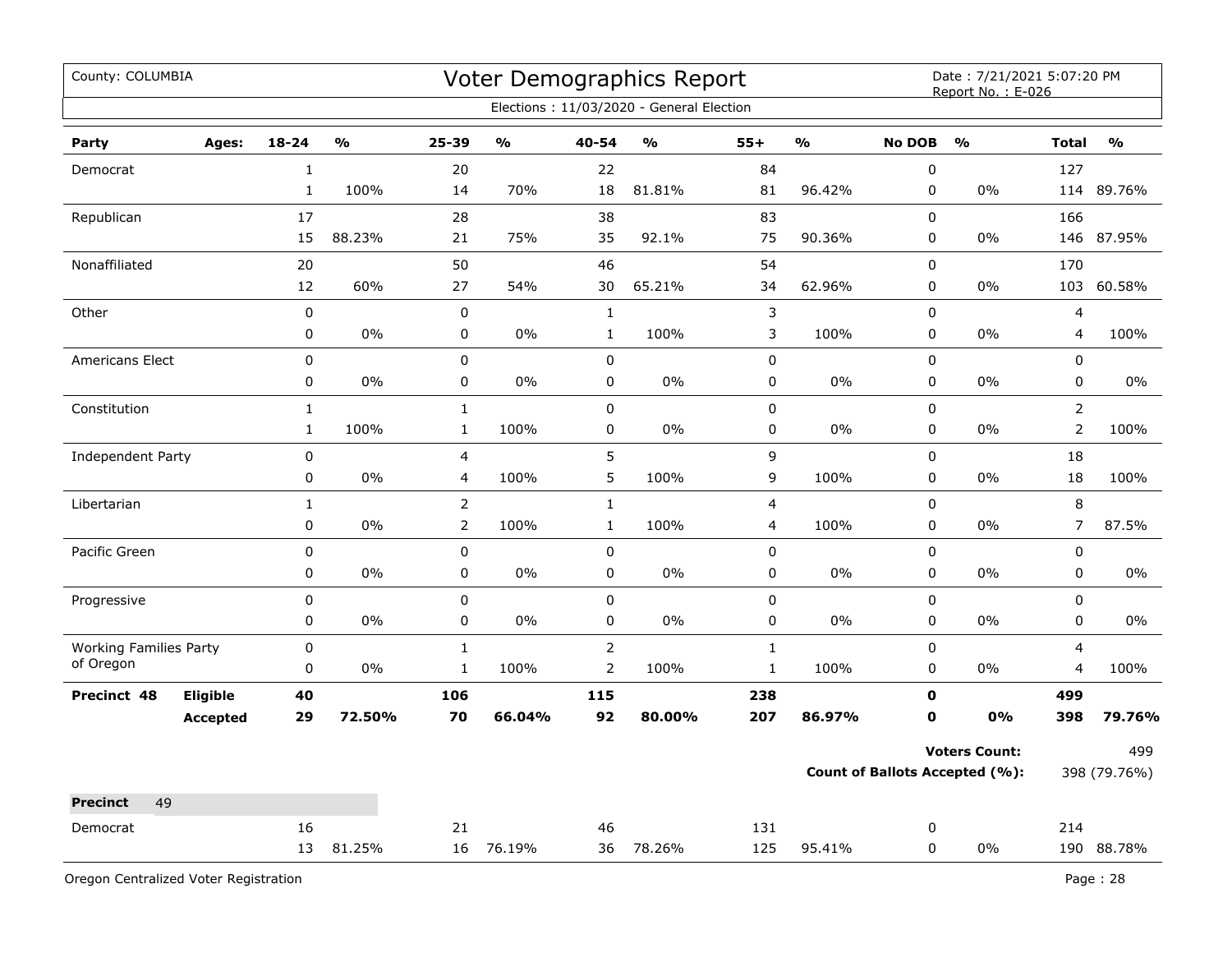County: COLUMBIA

# Voter Demographics Report

Date : 7/21/2021 5:07:20 PM
Report No. : E-026

Elections : 11/03/2020 - General Election

| Party | Ages: | 18-24 | % | 25-39 | % | 40-54 | % | 55+ | % | No DOB | % | Total | % |
|---|---|---|---|---|---|---|---|---|---|---|---|---|---|
| Democrat | | 1 | | 20 | | 22 | | 84 | | 0 | | 127 | |
| | | 1 | 100% | 14 | 70% | 18 | 81.81% | 81 | 96.42% | 0 | 0% | 114 | 89.76% |
| Republican | | 17 | | 28 | | 38 | | 83 | | 0 | | 166 | |
| | | 15 | 88.23% | 21 | 75% | 35 | 92.1% | 75 | 90.36% | 0 | 0% | 146 | 87.95% |
| Nonaffiliated | | 20 | | 50 | | 46 | | 54 | | 0 | | 170 | |
| | | 12 | 60% | 27 | 54% | 30 | 65.21% | 34 | 62.96% | 0 | 0% | 103 | 60.58% |
| Other | | 0 | | 0 | | 1 | | 3 | | 0 | | 4 | |
| | | 0 | 0% | 0 | 0% | 1 | 100% | 3 | 100% | 0 | 0% | 4 | 100% |
| Americans Elect | | 0 | | 0 | | 0 | | 0 | | 0 | | 0 | |
| | | 0 | 0% | 0 | 0% | 0 | 0% | 0 | 0% | 0 | 0% | 0 | 0% |
| Constitution | | 1 | | 1 | | 0 | | 0 | | 0 | | 2 | |
| | | 1 | 100% | 1 | 100% | 0 | 0% | 0 | 0% | 0 | 0% | 2 | 100% |
| Independent Party | | 0 | | 4 | | 5 | | 9 | | 0 | | 18 | |
| | | 0 | 0% | 4 | 100% | 5 | 100% | 9 | 100% | 0 | 0% | 18 | 100% |
| Libertarian | | 1 | | 2 | | 1 | | 4 | | 0 | | 8 | |
| | | 0 | 0% | 2 | 100% | 1 | 100% | 4 | 100% | 0 | 0% | 7 | 87.5% |
| Pacific Green | | 0 | | 0 | | 0 | | 0 | | 0 | | 0 | |
| | | 0 | 0% | 0 | 0% | 0 | 0% | 0 | 0% | 0 | 0% | 0 | 0% |
| Progressive | | 0 | | 0 | | 0 | | 0 | | 0 | | 0 | |
| | | 0 | 0% | 0 | 0% | 0 | 0% | 0 | 0% | 0 | 0% | 0 | 0% |
| Working Families Party of Oregon | | 0 | | 1 | | 2 | | 1 | | 0 | | 4 | |
| | | 0 | 0% | 1 | 100% | 2 | 100% | 1 | 100% | 0 | 0% | 4 | 100% |
| **Precinct 48** | **Eligible** | **40** | | **106** | | **115** | | **238** | | **0** | | **499** | |
| | **Accepted** | **29** | **72.50%** | **70** | **66.04%** | **92** | **80.00%** | **207** | **86.97%** | **0** | **0%** | **398** | **79.76%** |

**Voters Count:** 499

**Count of Ballots Accepted (%):** 398 (79.76%)

**Precinct** 49

| Party | Ages: | 18-24 | % | 25-39 | % | 40-54 | % | 55+ | % | No DOB | % | Total | % |
|---|---|---|---|---|---|---|---|---|---|---|---|---|---|
| Democrat | | 16 | | 21 | | 46 | | 131 | | 0 | | 214 | |
| | | 13 | 81.25% | 16 | 76.19% | 36 | 78.26% | 125 | 95.41% | 0 | 0% | 190 | 88.78% |

Oregon Centralized Voter Registration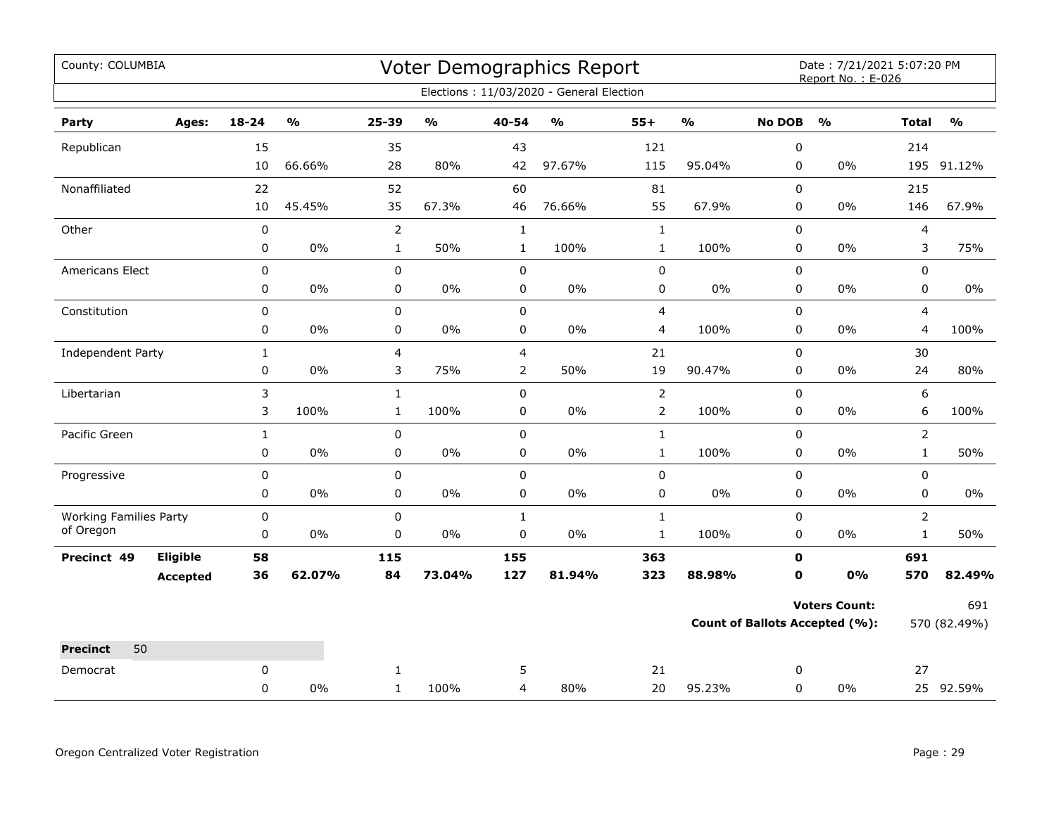County: COLUMBIA

# Voter Demographics Report

Date : 7/21/2021 5:07:20 PM
Report No. : E-026

Elections : 11/03/2020 - General Election

| Party | Ages: | 18-24 | % | 25-39 | % | 40-54 | % | 55+ | % | No DOB | % | Total | % |
|---|---|---|---|---|---|---|---|---|---|---|---|---|---|
| Republican | | 15 | | 35 | | 43 | | 121 | | 0 | | 214 | |
| | | 10 | 66.66% | 28 | 80% | 42 | 97.67% | 115 | 95.04% | 0 | 0% | 195 | 91.12% |
| Nonaffiliated | | 22 | | 52 | | 60 | | 81 | | 0 | | 215 | |
| | | 10 | 45.45% | 35 | 67.3% | 46 | 76.66% | 55 | 67.9% | 0 | 0% | 146 | 67.9% |
| Other | | 0 | | 2 | | 1 | | 1 | | 0 | | 4 | |
| | | 0 | 0% | 1 | 50% | 1 | 100% | 1 | 100% | 0 | 0% | 3 | 75% |
| Americans Elect | | 0 | | 0 | | 0 | | 0 | | 0 | | 0 | |
| | | 0 | 0% | 0 | 0% | 0 | 0% | 0 | 0% | 0 | 0% | 0 | 0% |
| Constitution | | 0 | | 0 | | 0 | | 4 | | 0 | | 4 | |
| | | 0 | 0% | 0 | 0% | 0 | 0% | 4 | 100% | 0 | 0% | 4 | 100% |
| Independent Party | | 1 | | 4 | | 4 | | 21 | | 0 | | 30 | |
| | | 0 | 0% | 3 | 75% | 2 | 50% | 19 | 90.47% | 0 | 0% | 24 | 80% |
| Libertarian | | 3 | | 1 | | 0 | | 2 | | 0 | | 6 | |
| | | 3 | 100% | 1 | 100% | 0 | 0% | 2 | 100% | 0 | 0% | 6 | 100% |
| Pacific Green | | 1 | | 0 | | 0 | | 1 | | 0 | | 2 | |
| | | 0 | 0% | 0 | 0% | 0 | 0% | 1 | 100% | 0 | 0% | 1 | 50% |
| Progressive | | 0 | | 0 | | 0 | | 0 | | 0 | | 0 | |
| | | 0 | 0% | 0 | 0% | 0 | 0% | 0 | 0% | 0 | 0% | 0 | 0% |
| Working Families Party of Oregon | | 0 | | 0 | | 1 | | 1 | | 0 | | 2 | |
| | | 0 | 0% | 0 | 0% | 0 | 0% | 1 | 100% | 0 | 0% | 1 | 50% |
| **Precinct 49** | **Eligible** | **58** | | **115** | | **155** | | **363** | | **0** | | **691** | |
| | **Accepted** | **36** | **62.07%** | **84** | **73.04%** | **127** | **81.94%** | **323** | **88.98%** | **0** | **0%** | **570** | **82.49%** |

**Voters Count:** 691

**Count of Ballots Accepted (%):** 570 (82.49%)

| **Precinct** 50 | | | | | | | | | | | | | |
|---|---|---|---|---|---|---|---|---|---|---|---|---|---|
| Democrat | | 0 | | 1 | | 5 | | 21 | | 0 | | 27 | |
| | | 0 | 0% | 1 | 100% | 4 | 80% | 20 | 95.23% | 0 | 0% | 25 | 92.59% |

Oregon Centralized Voter Registration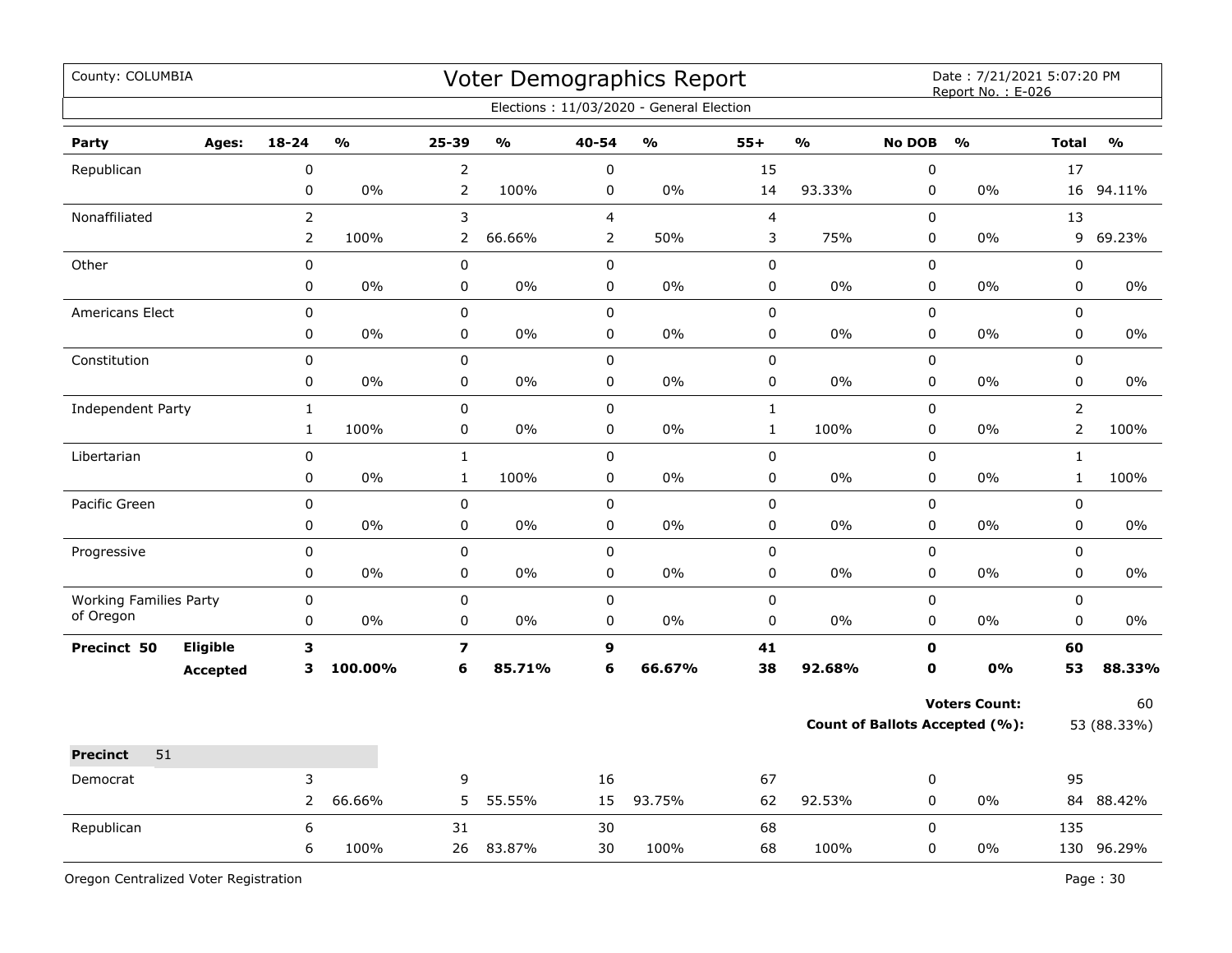County: COLUMBIA

# Voter Demographics Report

Date : 7/21/2021 5:07:20 PM
Report No. : E-026

Elections : 11/03/2020 - General Election

| Party | Ages: | 18-24 | % | 25-39 | % | 40-54 | % | 55+ | % | No DOB | % | Total | % |
|---|---|---|---|---|---|---|---|---|---|---|---|---|---|
| Republican | | 0 | | 2 | | 0 | | 15 | | 0 | | 17 | |
| | | 0 | 0% | 2 | 100% | 0 | 0% | 14 | 93.33% | 0 | 0% | 16 | 94.11% |
| Nonaffiliated | | 2 | | 3 | | 4 | | 4 | | 0 | | 13 | |
| | | 2 | 100% | 2 | 66.66% | 2 | 50% | 3 | 75% | 0 | 0% | 9 | 69.23% |
| Other | | 0 | | 0 | | 0 | | 0 | | 0 | | 0 | |
| | | 0 | 0% | 0 | 0% | 0 | 0% | 0 | 0% | 0 | 0% | 0 | 0% |
| Americans Elect | | 0 | | 0 | | 0 | | 0 | | 0 | | 0 | |
| | | 0 | 0% | 0 | 0% | 0 | 0% | 0 | 0% | 0 | 0% | 0 | 0% |
| Constitution | | 0 | | 0 | | 0 | | 0 | | 0 | | 0 | |
| | | 0 | 0% | 0 | 0% | 0 | 0% | 0 | 0% | 0 | 0% | 0 | 0% |
| Independent Party | | 1 | | 0 | | 0 | | 1 | | 0 | | 2 | |
| | | 1 | 100% | 0 | 0% | 0 | 0% | 1 | 100% | 0 | 0% | 2 | 100% |
| Libertarian | | 0 | | 1 | | 0 | | 0 | | 0 | | 1 | |
| | | 0 | 0% | 1 | 100% | 0 | 0% | 0 | 0% | 0 | 0% | 1 | 100% |
| Pacific Green | | 0 | | 0 | | 0 | | 0 | | 0 | | 0 | |
| | | 0 | 0% | 0 | 0% | 0 | 0% | 0 | 0% | 0 | 0% | 0 | 0% |
| Progressive | | 0 | | 0 | | 0 | | 0 | | 0 | | 0 | |
| | | 0 | 0% | 0 | 0% | 0 | 0% | 0 | 0% | 0 | 0% | 0 | 0% |
| Working Families Party of Oregon | | 0 | | 0 | | 0 | | 0 | | 0 | | 0 | |
| | | 0 | 0% | 0 | 0% | 0 | 0% | 0 | 0% | 0 | 0% | 0 | 0% |
| **Precinct 50** | **Eligible** | **3** | | **7** | | **9** | | **41** | | **0** | | **60** | |
| | **Accepted** | **3** | **100.00%** | **6** | **85.71%** | **6** | **66.67%** | **38** | **92.68%** | **0** | **0%** | **53** | **88.33%** |

**Voters Count:** 60

**Count of Ballots Accepted (%):** 53 (88.33%)

**Precinct** 51

| Party | Ages: | 18-24 | % | 25-39 | % | 40-54 | % | 55+ | % | No DOB | % | Total | % |
|---|---|---|---|---|---|---|---|---|---|---|---|---|---|
| Democrat | | 3 | | 9 | | 16 | | 67 | | 0 | | 95 | |
| | | 2 | 66.66% | 5 | 55.55% | 15 | 93.75% | 62 | 92.53% | 0 | 0% | 84 | 88.42% |
| Republican | | 6 | | 31 | | 30 | | 68 | | 0 | | 135 | |
| | | 6 | 100% | 26 | 83.87% | 30 | 100% | 68 | 100% | 0 | 0% | 130 | 96.29% |

Oregon Centralized Voter Registration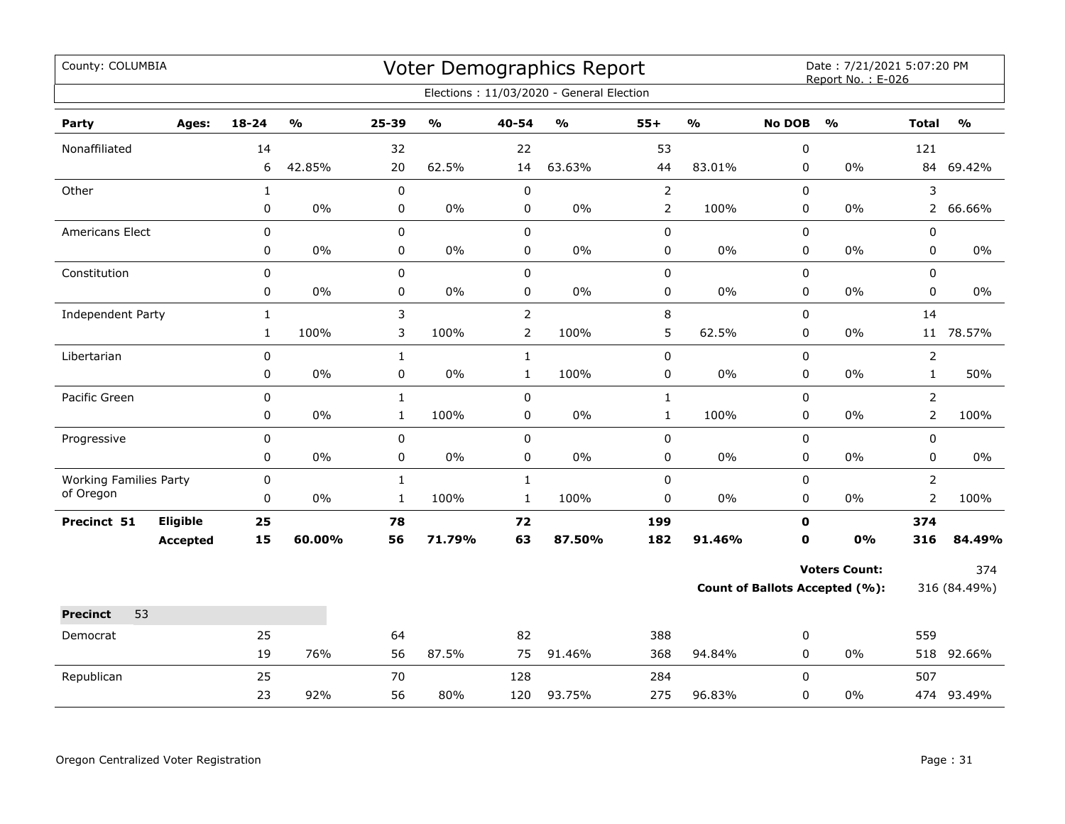County: COLUMBIA

# Voter Demographics Report

Date : 7/21/2021 5:07:20 PM
Report No. : E-026

Elections : 11/03/2020 - General Election

| Party | Ages: | 18-24 | % | 25-39 | % | 40-54 | % | 55+ | % | No DOB | % | Total | % |
|---|---|---|---|---|---|---|---|---|---|---|---|---|---|
| Nonaffiliated | | 14 | | 32 | | 22 | | 53 | | 0 | | 121 | |
| | | 6 | 42.85% | 20 | 62.5% | 14 | 63.63% | 44 | 83.01% | 0 | 0% | 84 | 69.42% |
| Other | | 1 | | 0 | | 0 | | 2 | | 0 | | 3 | |
| | | 0 | 0% | 0 | 0% | 0 | 0% | 2 | 100% | 0 | 0% | 2 | 66.66% |
| Americans Elect | | 0 | | 0 | | 0 | | 0 | | 0 | | 0 | |
| | | 0 | 0% | 0 | 0% | 0 | 0% | 0 | 0% | 0 | 0% | 0 | 0% |
| Constitution | | 0 | | 0 | | 0 | | 0 | | 0 | | 0 | |
| | | 0 | 0% | 0 | 0% | 0 | 0% | 0 | 0% | 0 | 0% | 0 | 0% |
| Independent Party | | 1 | | 3 | | 2 | | 8 | | 0 | | 14 | |
| | | 1 | 100% | 3 | 100% | 2 | 100% | 5 | 62.5% | 0 | 0% | 11 | 78.57% |
| Libertarian | | 0 | | 1 | | 1 | | 0 | | 0 | | 2 | |
| | | 0 | 0% | 0 | 0% | 1 | 100% | 0 | 0% | 0 | 0% | 1 | 50% |
| Pacific Green | | 0 | | 1 | | 0 | | 1 | | 0 | | 2 | |
| | | 0 | 0% | 1 | 100% | 0 | 0% | 1 | 100% | 0 | 0% | 2 | 100% |
| Progressive | | 0 | | 0 | | 0 | | 0 | | 0 | | 0 | |
| | | 0 | 0% | 0 | 0% | 0 | 0% | 0 | 0% | 0 | 0% | 0 | 0% |
| Working Families Party of Oregon | | 0 | | 1 | | 1 | | 0 | | 0 | | 2 | |
| | | 0 | 0% | 1 | 100% | 1 | 100% | 0 | 0% | 0 | 0% | 2 | 100% |
| **Precinct 51** | **Eligible** | **25** | | **78** | | **72** | | **199** | | **0** | | **374** | |
| | **Accepted** | **15** | **60.00%** | **56** | **71.79%** | **63** | **87.50%** | **182** | **91.46%** | **0** | **0%** | **316** | **84.49%** |

**Voters Count:** 374

**Count of Ballots Accepted (%):** 316 (84.49%)

**Precinct** 53

| Party | Ages: | 18-24 | % | 25-39 | % | 40-54 | % | 55+ | % | No DOB | % | Total | % |
|---|---|---|---|---|---|---|---|---|---|---|---|---|---|
| Democrat | | 25 | | 64 | | 82 | | 388 | | 0 | | 559 | |
| | | 19 | 76% | 56 | 87.5% | 75 | 91.46% | 368 | 94.84% | 0 | 0% | 518 | 92.66% |
| Republican | | 25 | | 70 | | 128 | | 284 | | 0 | | 507 | |
| | | 23 | 92% | 56 | 80% | 120 | 93.75% | 275 | 96.83% | 0 | 0% | 474 | 93.49% |

Oregon Centralized Voter Registration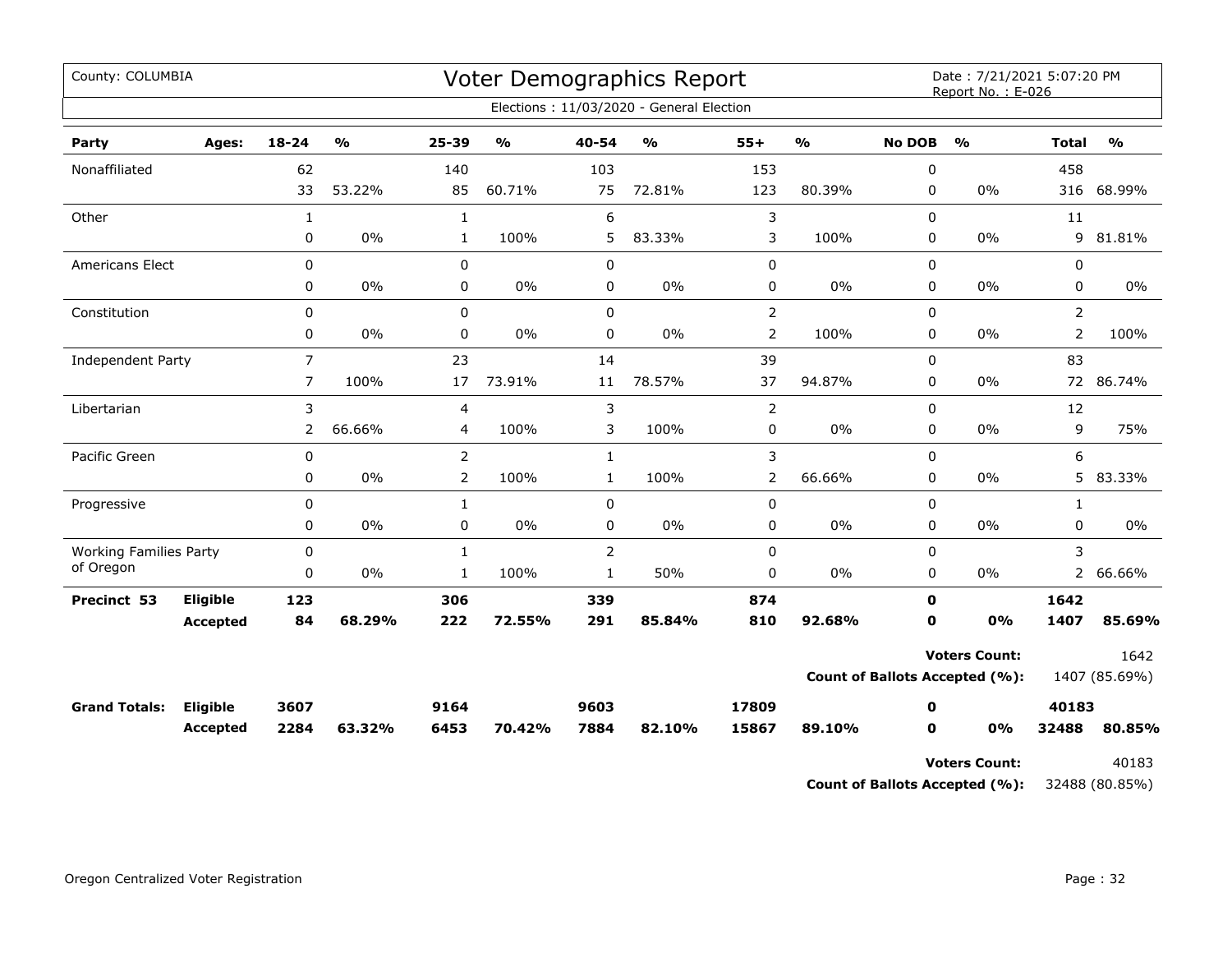County: COLUMBIA

# Voter Demographics Report

Date : 7/21/2021 5:07:20 PM
Report No. : E-026

Elections : 11/03/2020 - General Election

| Party | Ages: | 18-24 | % | 25-39 | % | 40-54 | % | 55+ | % | No DOB | % | Total | % |
|---|---|---|---|---|---|---|---|---|---|---|---|---|---|
| Nonaffiliated | | 62 | | 140 | | 103 | | 153 | | 0 | | 458 | |
| | | 33 | 53.22% | 85 | 60.71% | 75 | 72.81% | 123 | 80.39% | 0 | 0% | 316 | 68.99% |
| Other | | 1 | | 1 | | 6 | | 3 | | 0 | | 11 | |
| | | 0 | 0% | 1 | 100% | 5 | 83.33% | 3 | 100% | 0 | 0% | 9 | 81.81% |
| Americans Elect | | 0 | | 0 | | 0 | | 0 | | 0 | | 0 | |
| | | 0 | 0% | 0 | 0% | 0 | 0% | 0 | 0% | 0 | 0% | 0 | 0% |
| Constitution | | 0 | | 0 | | 0 | | 2 | | 0 | | 2 | |
| | | 0 | 0% | 0 | 0% | 0 | 0% | 2 | 100% | 0 | 0% | 2 | 100% |
| Independent Party | | 7 | | 23 | | 14 | | 39 | | 0 | | 83 | |
| | | 7 | 100% | 17 | 73.91% | 11 | 78.57% | 37 | 94.87% | 0 | 0% | 72 | 86.74% |
| Libertarian | | 3 | | 4 | | 3 | | 2 | | 0 | | 12 | |
| | | 2 | 66.66% | 4 | 100% | 3 | 100% | 0 | 0% | 0 | 0% | 9 | 75% |
| Pacific Green | | 0 | | 2 | | 1 | | 3 | | 0 | | 6 | |
| | | 0 | 0% | 2 | 100% | 1 | 100% | 2 | 66.66% | 0 | 0% | 5 | 83.33% |
| Progressive | | 0 | | 1 | | 0 | | 0 | | 0 | | 1 | |
| | | 0 | 0% | 0 | 0% | 0 | 0% | 0 | 0% | 0 | 0% | 0 | 0% |
| Working Families Party of Oregon | | 0 | | 1 | | 2 | | 0 | | 0 | | 3 | |
| | | 0 | 0% | 1 | 100% | 1 | 50% | 0 | 0% | 0 | 0% | 2 | 66.66% |
| **Precinct 53** | **Eligible** | **123** | | **306** | | **339** | | **874** | | **0** | | **1642** | |
| | **Accepted** | **84** | **68.29%** | **222** | **72.55%** | **291** | **85.84%** | **810** | **92.68%** | **0** | **0%** | **1407** | **85.69%** |

**Voters Count:** 1642

**Count of Ballots Accepted (%):** 1407 (85.69%)

| | | 18-24 | % | 25-39 | % | 40-54 | % | 55+ | % | No DOB | % | Total | % |
|---|---|---|---|---|---|---|---|---|---|---|---|---|---|
| **Grand Totals:** | **Eligible** | **3607** | | **9164** | | **9603** | | **17809** | | **0** | | **40183** | |
| | **Accepted** | **2284** | **63.32%** | **6453** | **70.42%** | **7884** | **82.10%** | **15867** | **89.10%** | **0** | **0%** | **32488** | **80.85%** |

**Voters Count:** 40183

**Count of Ballots Accepted (%):** 32488 (80.85%)

Oregon Centralized Voter Registration